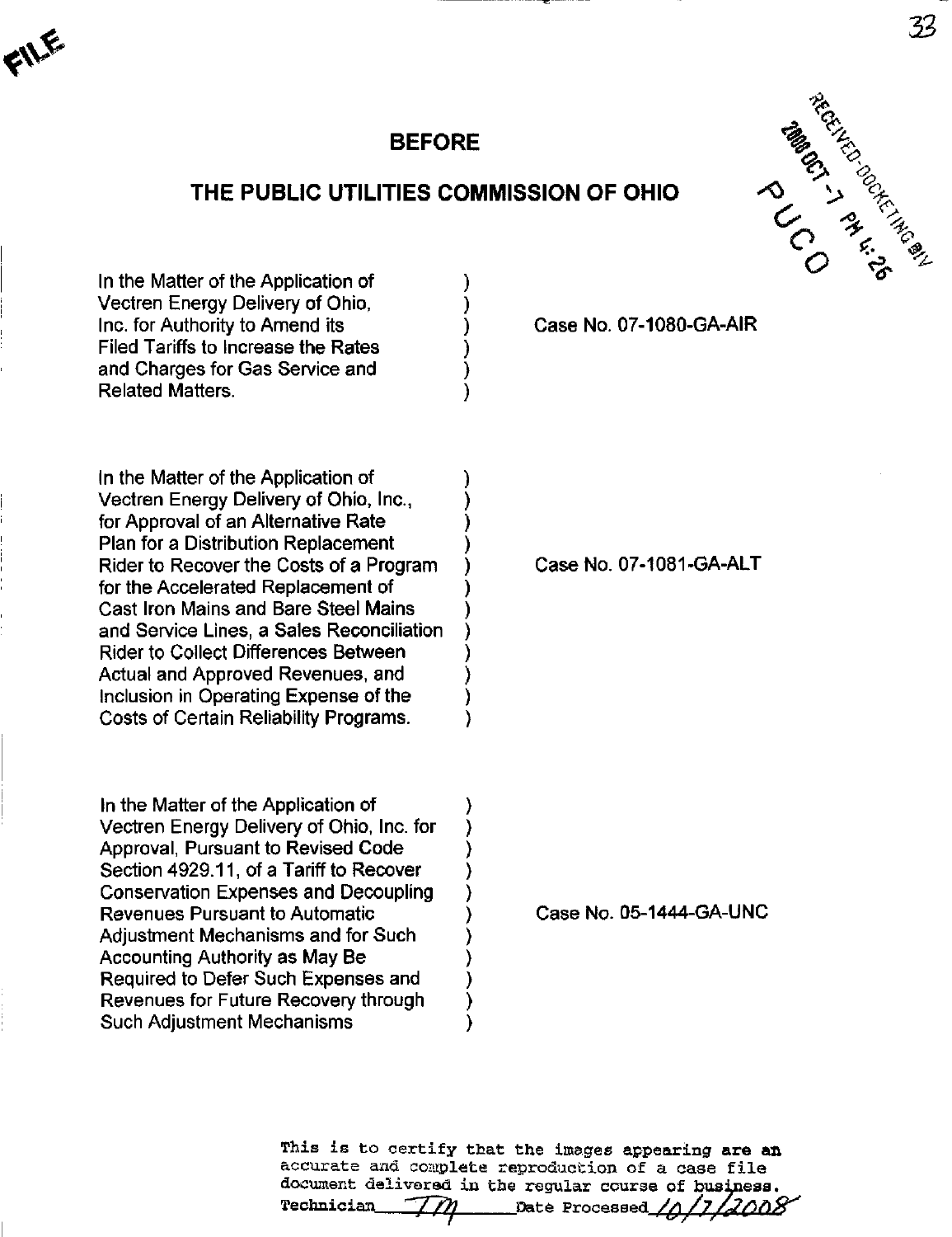# BEFORE

# THE PUBLIC UTILITIES COMMISSION OF OHIO

| | | |
|---|---|---|
| In the Matter of the Application of Vectren Energy Delivery of Ohio, Inc. for Authority to Amend its Filed Tariffs to Increase the Rates and Charges for Gas Service and Related Matters. | ) | Case No. 07-1080-GA-AIR |
| In the Matter of the Application of Vectren Energy Delivery of Ohio, Inc., for Approval of an Alternative Rate Plan for a Distribution Replacement Rider to Recover the Costs of a Program for the Accelerated Replacement of Cast Iron Mains and Bare Steel Mains and Service Lines, a Sales Reconciliation Rider to Collect Differences Between Actual and Approved Revenues, and Inclusion in Operating Expense of the Costs of Certain Reliability Programs. | ) | Case No. 07-1081-GA-ALT |
| In the Matter of the Application of Vectren Energy Delivery of Ohio, Inc. for Approval, Pursuant to Revised Code Section 4929.11, of a Tariff to Recover Conservation Expenses and Decoupling Revenues Pursuant to Automatic Adjustment Mechanisms and for Such Accounting Authority as May Be Required to Defer Such Expenses and Revenues for Future Recovery through Such Adjustment Mechanisms | ) | Case No. 05-1444-GA-UNC |

This is to certify that the images appearing are an accurate and complete reproduction of a case file document delivered in the regular course of business.
Technician TM Date Processed 10/7/2008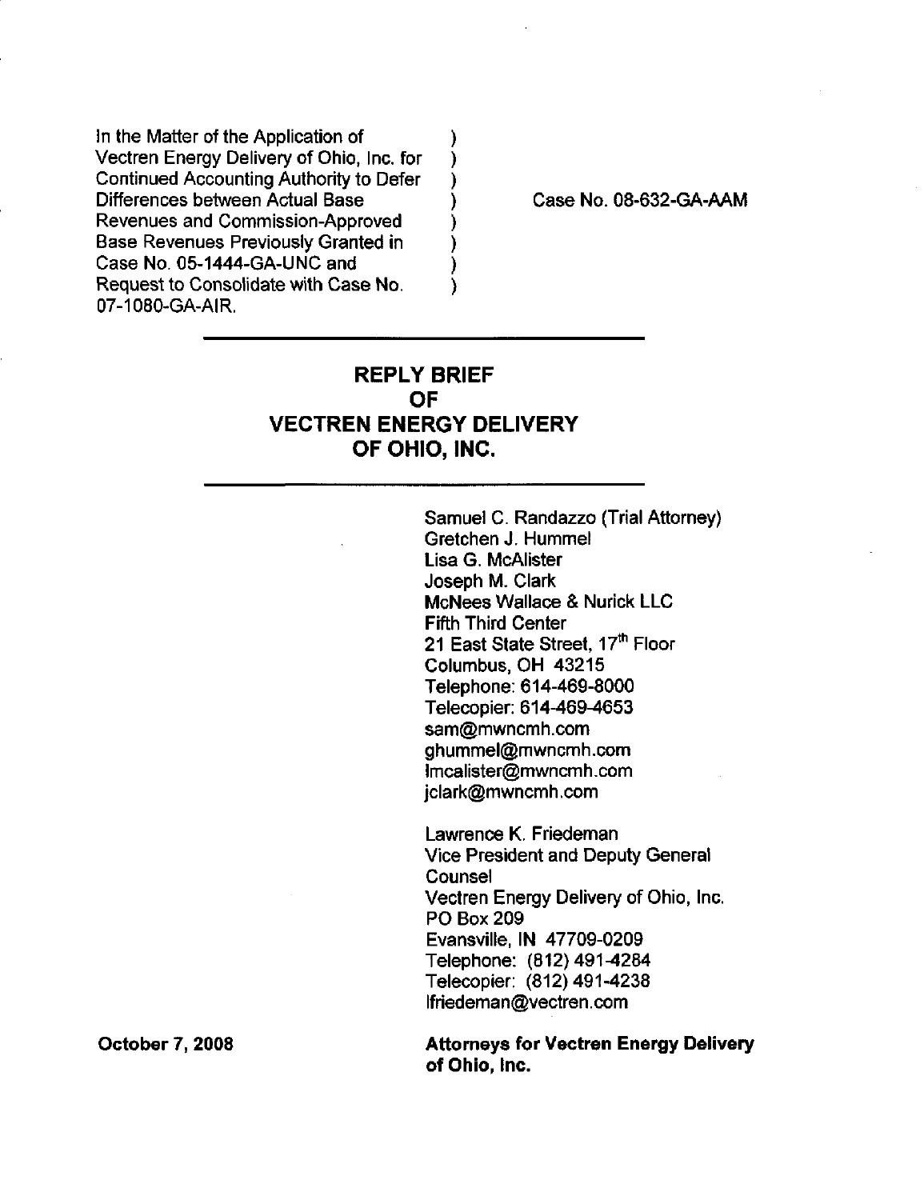In the Matter of the Application of Vectren Energy Delivery of Ohio, Inc. for Continued Accounting Authority to Defer Differences between Actual Base Revenues and Commission-Approved Base Revenues Previously Granted in Case No. 05-1444-GA-UNC and Request to Consolidate with Case No. 07-1080-GA-AIR.

Case No. 08-632-GA-AAM

# REPLY BRIEF OF VECTREN ENERGY DELIVERY OF OHIO, INC.

Samuel C. Randazzo (Trial Attorney)
Gretchen J. Hummel
Lisa G. McAlister
Joseph M. Clark
McNees Wallace & Nurick LLC
Fifth Third Center
21 East State Street, 17th Floor
Columbus, OH 43215
Telephone: 614-469-8000
Telecopier: 614-469-4653
sam@mwncmh.com
ghummel@mwncmh.com
lmcalister@mwncmh.com
jclark@mwncmh.com

Lawrence K. Friedeman
Vice President and Deputy General Counsel
Vectren Energy Delivery of Ohio, Inc.
PO Box 209
Evansville, IN 47709-0209
Telephone: (812) 491-4284
Telecopier: (812) 491-4238
lfriedeman@vectren.com

**October 7, 2008**

**Attorneys for Vectren Energy Delivery of Ohio, Inc.**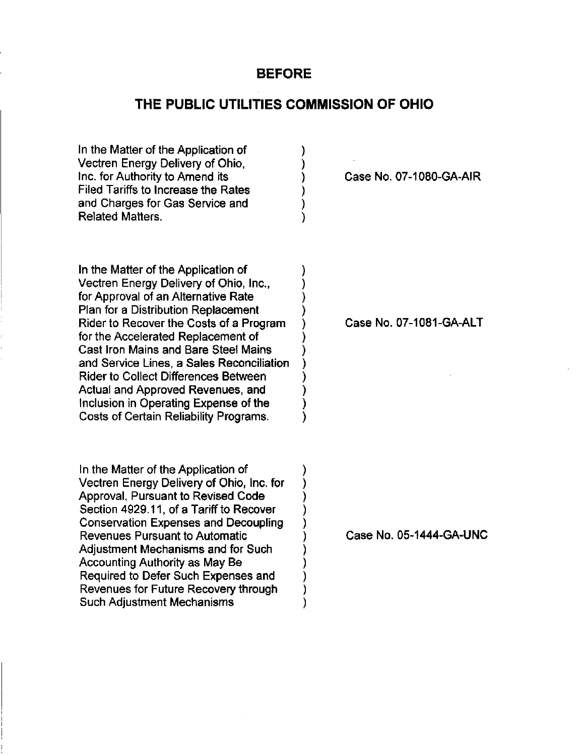## BEFORE

## THE PUBLIC UTILITIES COMMISSION OF OHIO

| | | |
|---|---|---|
| In the Matter of the Application of Vectren Energy Delivery of Ohio, Inc. for Authority to Amend its Filed Tariffs to Increase the Rates and Charges for Gas Service and Related Matters. | ) | Case No. 07-1080-GA-AIR |
| In the Matter of the Application of Vectren Energy Delivery of Ohio, Inc., for Approval of an Alternative Rate Plan for a Distribution Replacement Rider to Recover the Costs of a Program for the Accelerated Replacement of Cast Iron Mains and Bare Steel Mains and Service Lines, a Sales Reconciliation Rider to Collect Differences Between Actual and Approved Revenues, and Inclusion in Operating Expense of the Costs of Certain Reliability Programs. | ) | Case No. 07-1081-GA-ALT |
| In the Matter of the Application of Vectren Energy Delivery of Ohio, Inc. for Approval, Pursuant to Revised Code Section 4929.11, of a Tariff to Recover Conservation Expenses and Decoupling Revenues Pursuant to Automatic Adjustment Mechanisms and for Such Accounting Authority as May Be Required to Defer Such Expenses and Revenues for Future Recovery through Such Adjustment Mechanisms | ) | Case No. 05-1444-GA-UNC |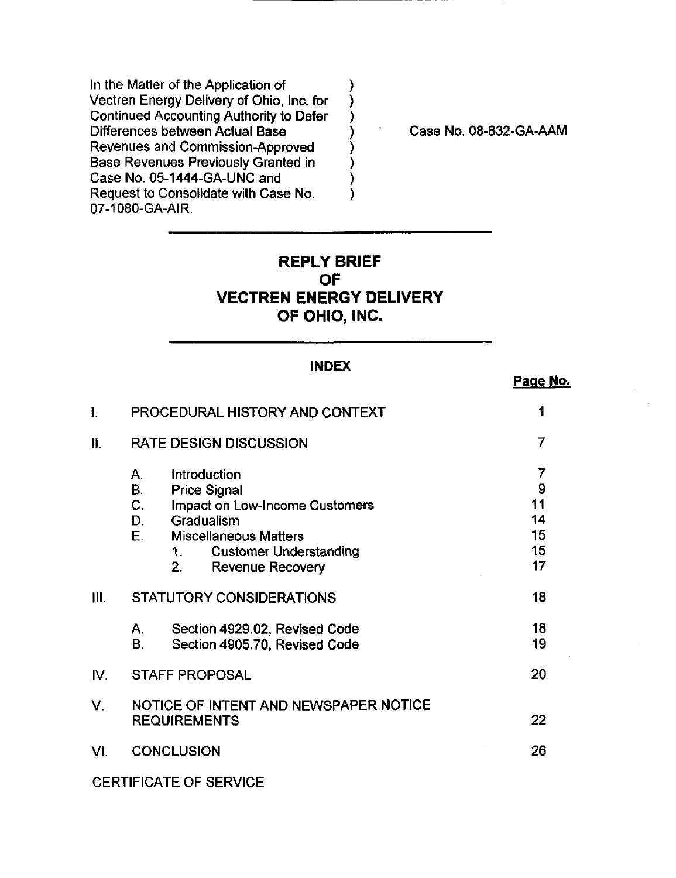In the Matter of the Application of Vectren Energy Delivery of Ohio, Inc. for Continued Accounting Authority to Defer Differences between Actual Base Revenues and Commission-Approved Base Revenues Previously Granted in Case No. 05-1444-GA-UNC and Request to Consolidate with Case No. 07-1080-GA-AIR.

Case No. 08-632-GA-AAM

# REPLY BRIEF OF VECTREN ENERGY DELIVERY OF OHIO, INC.

## INDEX

| | | Page No. |
|---|---|---|
| I. | PROCEDURAL HISTORY AND CONTEXT | 1 |
| II. | RATE DESIGN DISCUSSION | 7 |
| | A. Introduction | 7 |
| | B. Price Signal | 9 |
| | C. Impact on Low-Income Customers | 11 |
| | D. Gradualism | 14 |
| | E. Miscellaneous Matters | 15 |
| | 1. Customer Understanding | 15 |
| | 2. Revenue Recovery | 17 |
| III. | STATUTORY CONSIDERATIONS | 18 |
| | A. Section 4929.02, Revised Code | 18 |
| | B. Section 4905.70, Revised Code | 19 |
| IV. | STAFF PROPOSAL | 20 |
| V. | NOTICE OF INTENT AND NEWSPAPER NOTICE REQUIREMENTS | 22 |
| VI. | CONCLUSION | 26 |
| | CERTIFICATE OF SERVICE | |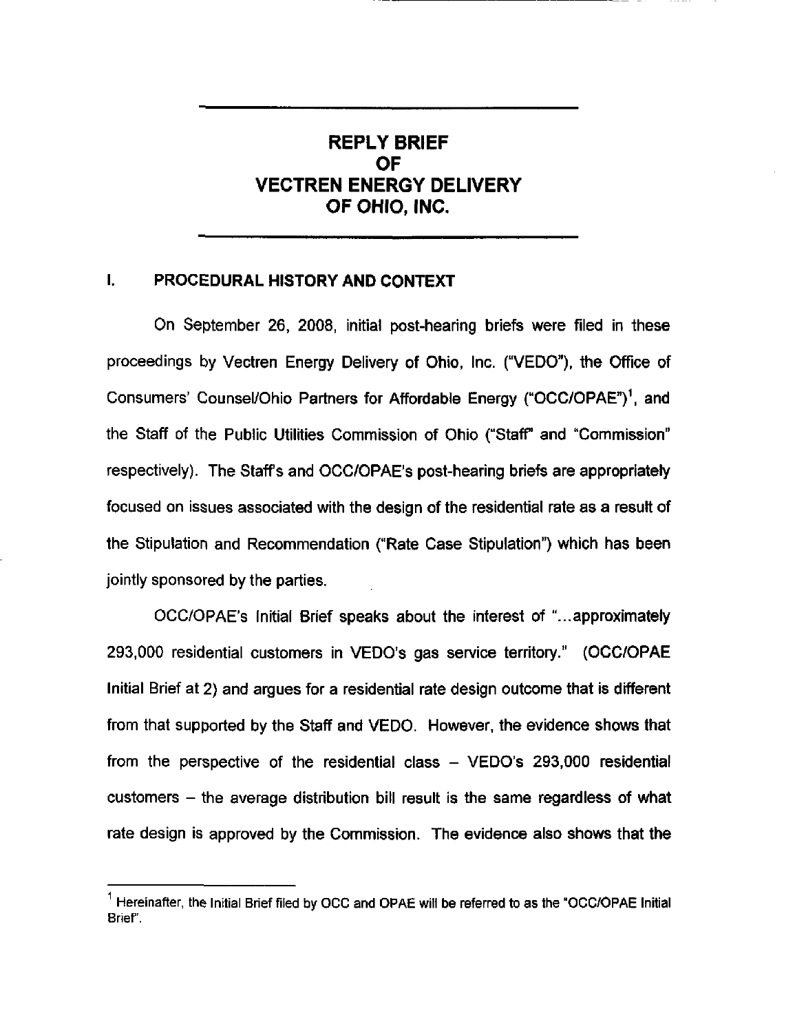# REPLY BRIEF OF VECTREN ENERGY DELIVERY OF OHIO, INC.

## I. PROCEDURAL HISTORY AND CONTEXT

On September 26, 2008, initial post-hearing briefs were filed in these proceedings by Vectren Energy Delivery of Ohio, Inc. ("VEDO"), the Office of Consumers' Counsel/Ohio Partners for Affordable Energy ("OCC/OPAE")[1], and the Staff of the Public Utilities Commission of Ohio ("Staff" and "Commission" respectively). The Staff's and OCC/OPAE's post-hearing briefs are appropriately focused on issues associated with the design of the residential rate as a result of the Stipulation and Recommendation ("Rate Case Stipulation") which has been jointly sponsored by the parties.

OCC/OPAE's Initial Brief speaks about the interest of "...approximately 293,000 residential customers in VEDO's gas service territory." (OCC/OPAE Initial Brief at 2) and argues for a residential rate design outcome that is different from that supported by the Staff and VEDO. However, the evidence shows that from the perspective of the residential class – VEDO's 293,000 residential customers – the average distribution bill result is the same regardless of what rate design is approved by the Commission. The evidence also shows that the

[1] Hereinafter, the Initial Brief filed by OCC and OPAE will be referred to as the "OCC/OPAE Initial Brief".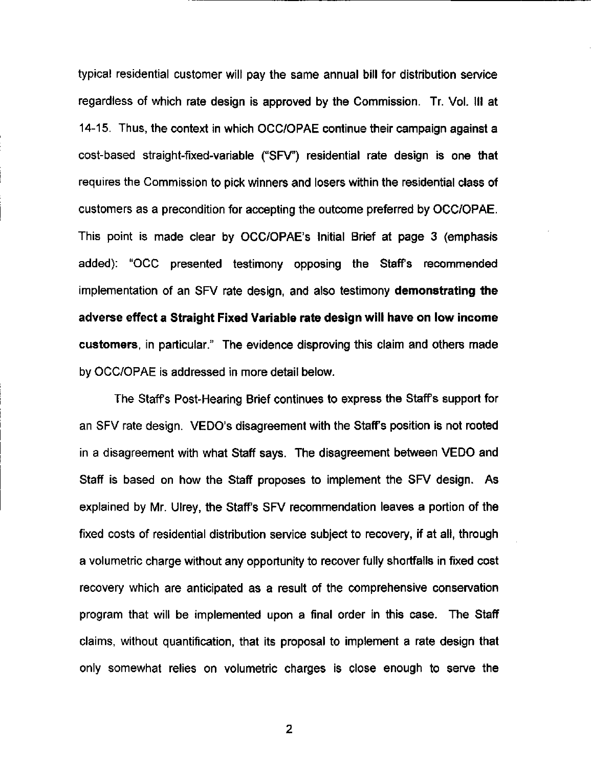typical residential customer will pay the same annual bill for distribution service regardless of which rate design is approved by the Commission. Tr. Vol. III at 14-15. Thus, the context in which OCC/OPAE continue their campaign against a cost-based straight-fixed-variable ("SFV") residential rate design is one that requires the Commission to pick winners and losers within the residential class of customers as a precondition for accepting the outcome preferred by OCC/OPAE. This point is made clear by OCC/OPAE's Initial Brief at page 3 (emphasis added): "OCC presented testimony opposing the Staff's recommended implementation of an SFV rate design, and also testimony **demonstrating the adverse effect a Straight Fixed Variable rate design will have on low income customers**, in particular." The evidence disproving this claim and others made by OCC/OPAE is addressed in more detail below.

The Staff's Post-Hearing Brief continues to express the Staff's support for an SFV rate design. VEDO's disagreement with the Staff's position is not rooted in a disagreement with what Staff says. The disagreement between VEDO and Staff is based on how the Staff proposes to implement the SFV design. As explained by Mr. Ulrey, the Staff's SFV recommendation leaves a portion of the fixed costs of residential distribution service subject to recovery, if at all, through a volumetric charge without any opportunity to recover fully shortfalls in fixed cost recovery which are anticipated as a result of the comprehensive conservation program that will be implemented upon a final order in this case. The Staff claims, without quantification, that its proposal to implement a rate design that only somewhat relies on volumetric charges is close enough to serve the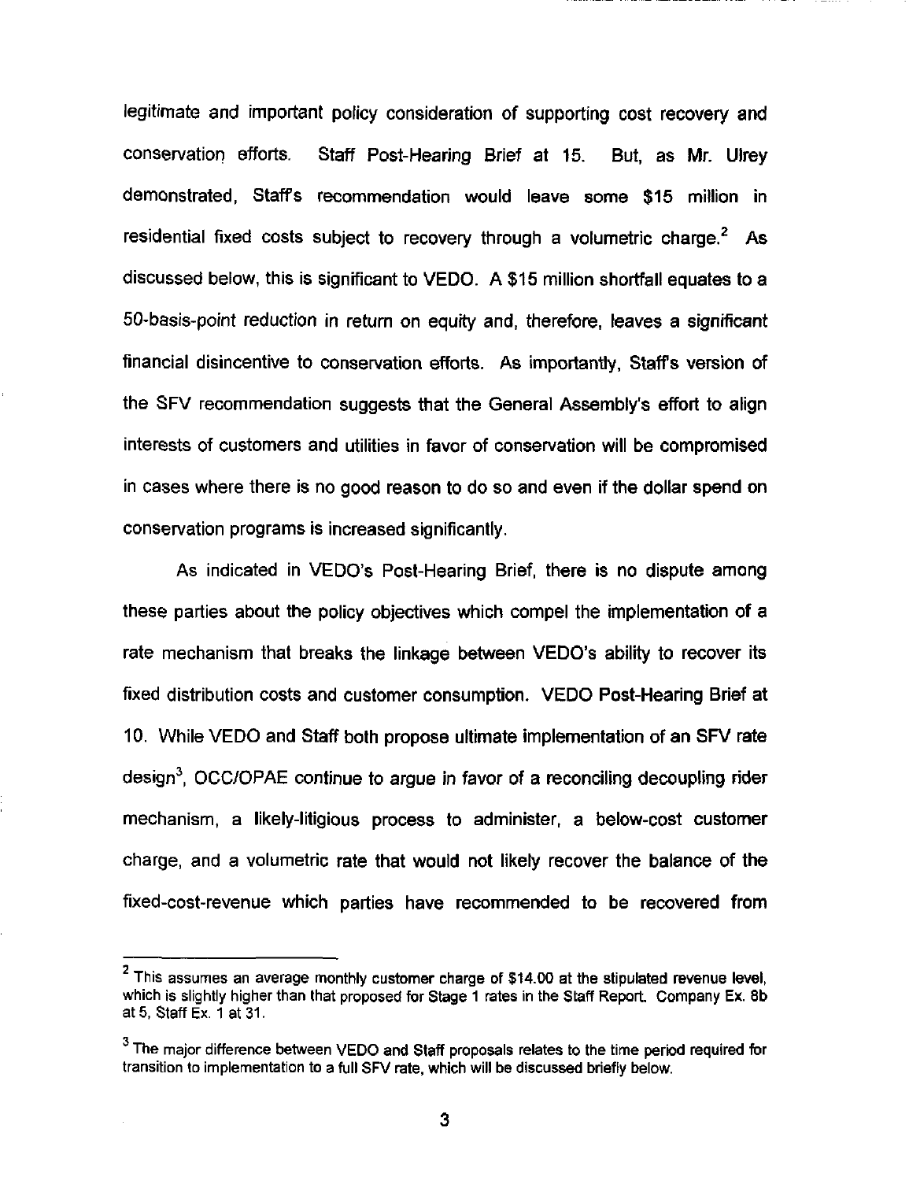legitimate and important policy consideration of supporting cost recovery and conservation efforts. Staff Post-Hearing Brief at 15. But, as Mr. Ulrey demonstrated, Staff's recommendation would leave some $15 million in residential fixed costs subject to recovery through a volumetric charge.[2] As discussed below, this is significant to VEDO. A $15 million shortfall equates to a 50-basis-point reduction in return on equity and, therefore, leaves a significant financial disincentive to conservation efforts. As importantly, Staff's version of the SFV recommendation suggests that the General Assembly's effort to align interests of customers and utilities in favor of conservation will be compromised in cases where there is no good reason to do so and even if the dollar spend on conservation programs is increased significantly.

As indicated in VEDO's Post-Hearing Brief, there is no dispute among these parties about the policy objectives which compel the implementation of a rate mechanism that breaks the linkage between VEDO's ability to recover its fixed distribution costs and customer consumption. VEDO Post-Hearing Brief at 10. While VEDO and Staff both propose ultimate implementation of an SFV rate design[3], OCC/OPAE continue to argue in favor of a reconciling decoupling rider mechanism, a likely-litigious process to administer, a below-cost customer charge, and a volumetric rate that would not likely recover the balance of the fixed-cost-revenue which parties have recommended to be recovered from

---

[2] This assumes an average monthly customer charge of $14.00 at the stipulated revenue level, which is slightly higher than that proposed for Stage 1 rates in the Staff Report. Company Ex. 8b at 5, Staff Ex. 1 at 31.

[3] The major difference between VEDO and Staff proposals relates to the time period required for transition to implementation to a full SFV rate, which will be discussed briefly below.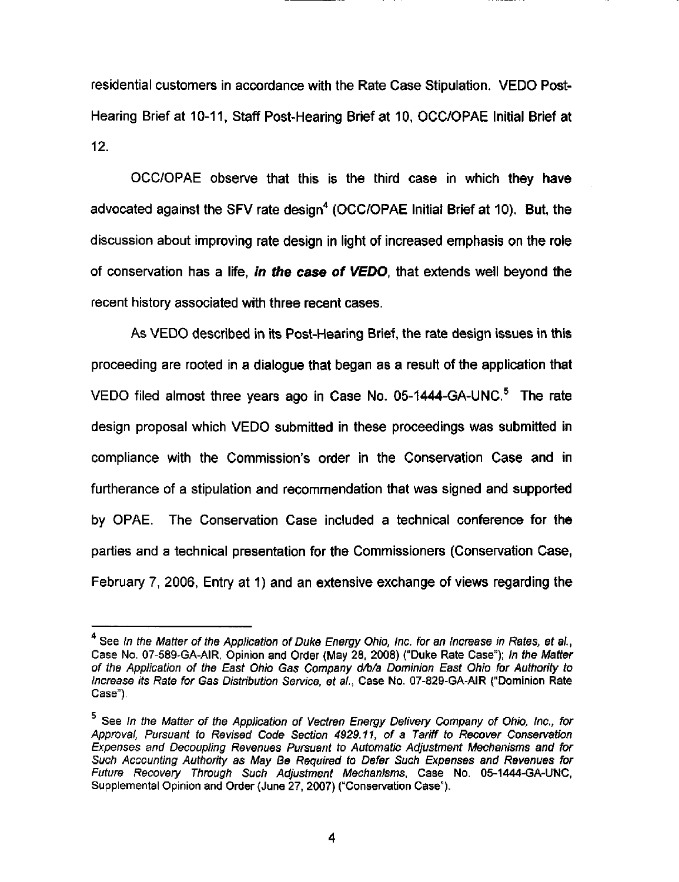residential customers in accordance with the Rate Case Stipulation. VEDO Post-Hearing Brief at 10-11, Staff Post-Hearing Brief at 10, OCC/OPAE Initial Brief at 12.

OCC/OPAE observe that this is the third case in which they have advocated against the SFV rate design[4] (OCC/OPAE Initial Brief at 10). But, the discussion about improving rate design in light of increased emphasis on the role of conservation has a life, ***in the case of VEDO***, that extends well beyond the recent history associated with three recent cases.

As VEDO described in its Post-Hearing Brief, the rate design issues in this proceeding are rooted in a dialogue that began as a result of the application that VEDO filed almost three years ago in Case No. 05-1444-GA-UNC.[5] The rate design proposal which VEDO submitted in these proceedings was submitted in compliance with the Commission's order in the Conservation Case and in furtherance of a stipulation and recommendation that was signed and supported by OPAE. The Conservation Case included a technical conference for the parties and a technical presentation for the Commissioners (Conservation Case, February 7, 2006, Entry at 1) and an extensive exchange of views regarding the

---

[4] See *In the Matter of the Application of Duke Energy Ohio, Inc. for an Increase in Rates, et al.*, Case No. 07-589-GA-AIR, Opinion and Order (May 28, 2008) ("Duke Rate Case"); *In the Matter of the Application of the East Ohio Gas Company d/b/a Dominion East Ohio for Authority to Increase its Rate for Gas Distribution Service, et al.*, Case No. 07-829-GA-AIR ("Dominion Rate Case").

[5] See *In the Matter of the Application of Vectren Energy Delivery Company of Ohio, Inc., for Approval, Pursuant to Revised Code Section 4929.11, of a Tariff to Recover Conservation Expenses and Decoupling Revenues Pursuant to Automatic Adjustment Mechanisms and for Such Accounting Authority as May Be Required to Defer Such Expenses and Revenues for Future Recovery Through Such Adjustment Mechanisms*, Case No. 05-1444-GA-UNC, Supplemental Opinion and Order (June 27, 2007) ("Conservation Case").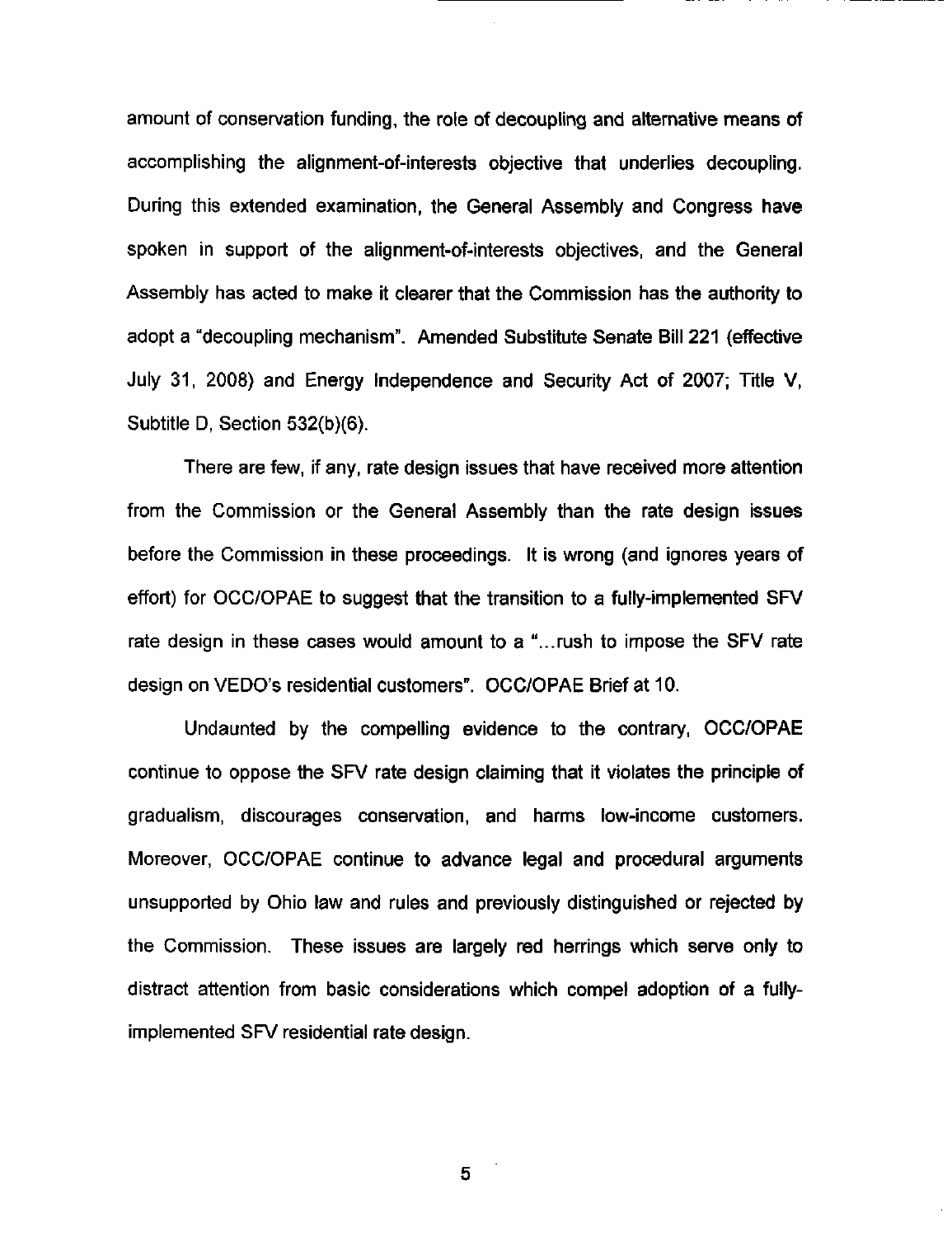amount of conservation funding, the role of decoupling and alternative means of accomplishing the alignment-of-interests objective that underlies decoupling. During this extended examination, the General Assembly and Congress have spoken in support of the alignment-of-interests objectives, and the General Assembly has acted to make it clearer that the Commission has the authority to adopt a "decoupling mechanism". Amended Substitute Senate Bill 221 (effective July 31, 2008) and Energy Independence and Security Act of 2007; Title V, Subtitle D, Section 532(b)(6).

There are few, if any, rate design issues that have received more attention from the Commission or the General Assembly than the rate design issues before the Commission in these proceedings. It is wrong (and ignores years of effort) for OCC/OPAE to suggest that the transition to a fully-implemented SFV rate design in these cases would amount to a "...rush to impose the SFV rate design on VEDO's residential customers". OCC/OPAE Brief at 10.

Undaunted by the compelling evidence to the contrary, OCC/OPAE continue to oppose the SFV rate design claiming that it violates the principle of gradualism, discourages conservation, and harms low-income customers. Moreover, OCC/OPAE continue to advance legal and procedural arguments unsupported by Ohio law and rules and previously distinguished or rejected by the Commission. These issues are largely red herrings which serve only to distract attention from basic considerations which compel adoption of a fully-implemented SFV residential rate design.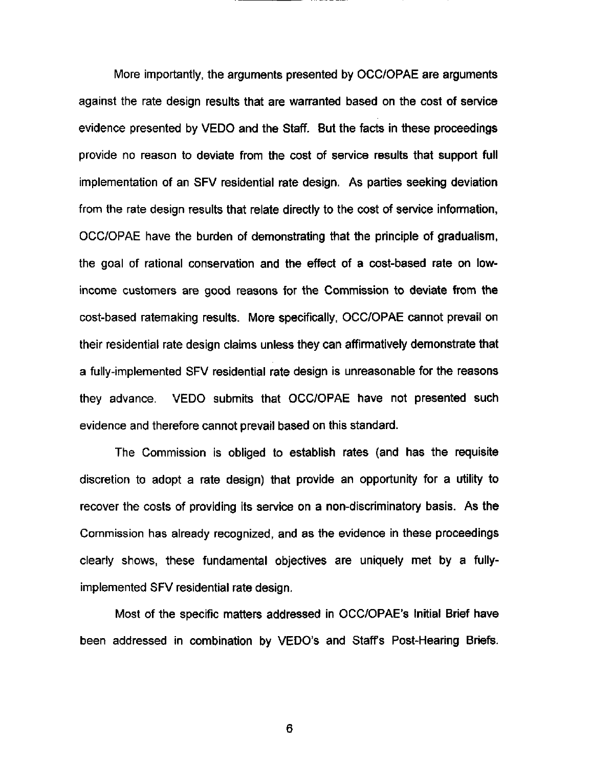More importantly, the arguments presented by OCC/OPAE are arguments against the rate design results that are warranted based on the cost of service evidence presented by VEDO and the Staff. But the facts in these proceedings provide no reason to deviate from the cost of service results that support full implementation of an SFV residential rate design. As parties seeking deviation from the rate design results that relate directly to the cost of service information, OCC/OPAE have the burden of demonstrating that the principle of gradualism, the goal of rational conservation and the effect of a cost-based rate on low-income customers are good reasons for the Commission to deviate from the cost-based ratemaking results. More specifically, OCC/OPAE cannot prevail on their residential rate design claims unless they can affirmatively demonstrate that a fully-implemented SFV residential rate design is unreasonable for the reasons they advance. VEDO submits that OCC/OPAE have not presented such evidence and therefore cannot prevail based on this standard.

The Commission is obliged to establish rates (and has the requisite discretion to adopt a rate design) that provide an opportunity for a utility to recover the costs of providing its service on a non-discriminatory basis. As the Commission has already recognized, and as the evidence in these proceedings clearly shows, these fundamental objectives are uniquely met by a fully-implemented SFV residential rate design.

Most of the specific matters addressed in OCC/OPAE's Initial Brief have been addressed in combination by VEDO's and Staff's Post-Hearing Briefs.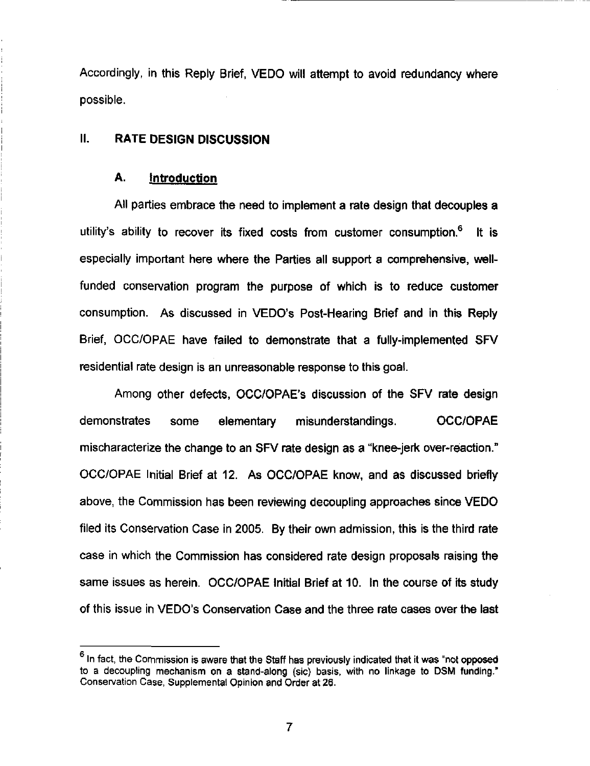Accordingly, in this Reply Brief, VEDO will attempt to avoid redundancy where possible.

## II. RATE DESIGN DISCUSSION

### A. Introduction

All parties embrace the need to implement a rate design that decouples a utility's ability to recover its fixed costs from customer consumption.[6] It is especially important here where the Parties all support a comprehensive, well-funded conservation program the purpose of which is to reduce customer consumption. As discussed in VEDO's Post-Hearing Brief and in this Reply Brief, OCC/OPAE have failed to demonstrate that a fully-implemented SFV residential rate design is an unreasonable response to this goal.

Among other defects, OCC/OPAE's discussion of the SFV rate design demonstrates some elementary misunderstandings. OCC/OPAE mischaracterize the change to an SFV rate design as a "knee-jerk over-reaction." OCC/OPAE Initial Brief at 12. As OCC/OPAE know, and as discussed briefly above, the Commission has been reviewing decoupling approaches since VEDO filed its Conservation Case in 2005. By their own admission, this is the third rate case in which the Commission has considered rate design proposals raising the same issues as herein. OCC/OPAE Initial Brief at 10. In the course of its study of this issue in VEDO's Conservation Case and the three rate cases over the last

---

[6] In fact, the Commission is aware that the Staff has previously indicated that it was "not opposed to a decoupling mechanism on a stand-along (sic) basis, with no linkage to DSM funding." Conservation Case, Supplemental Opinion and Order at 26.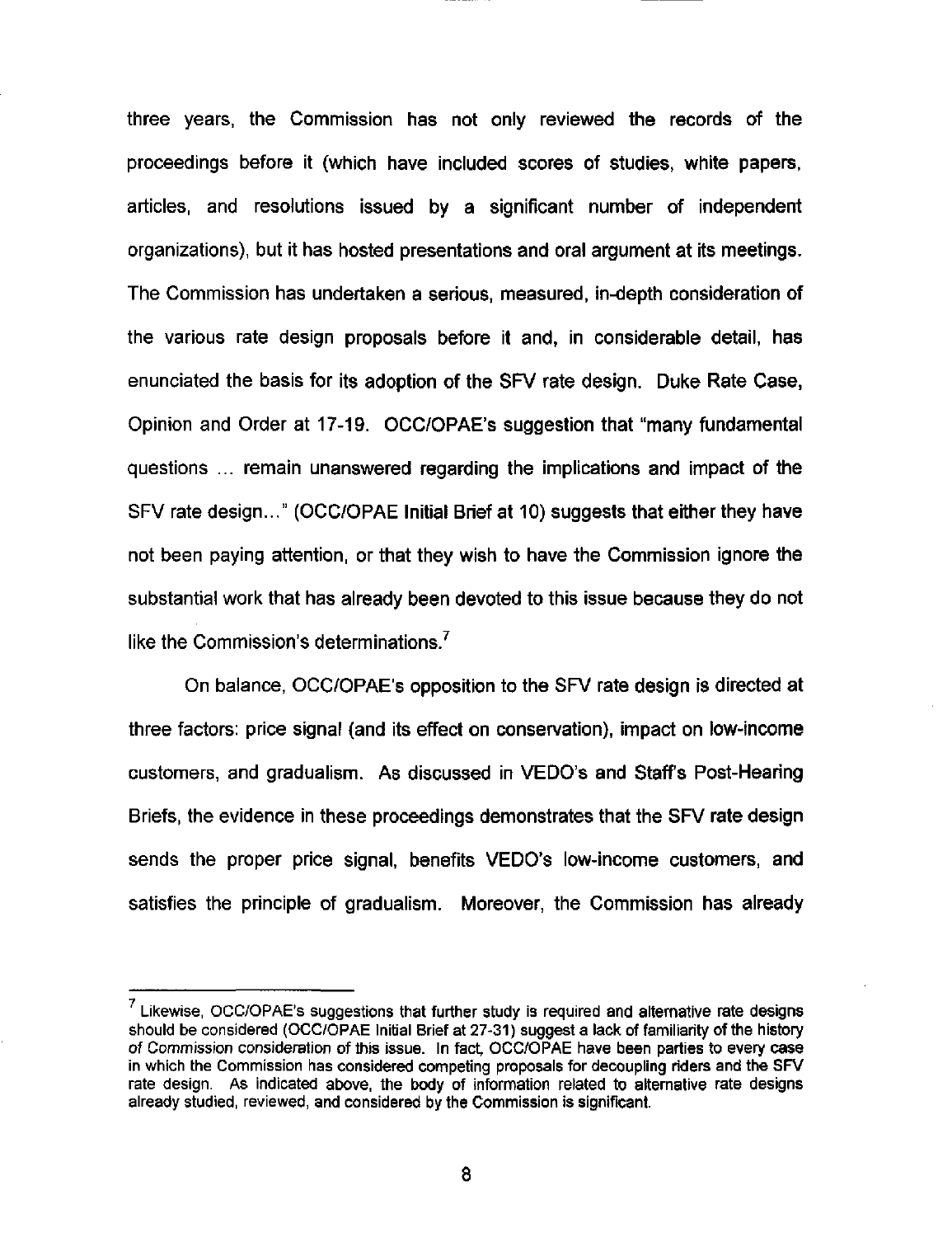three years, the Commission has not only reviewed the records of the proceedings before it (which have included scores of studies, white papers, articles, and resolutions issued by a significant number of independent organizations), but it has hosted presentations and oral argument at its meetings. The Commission has undertaken a serious, measured, in-depth consideration of the various rate design proposals before it and, in considerable detail, has enunciated the basis for its adoption of the SFV rate design. Duke Rate Case, Opinion and Order at 17-19. OCC/OPAE's suggestion that "many fundamental questions ... remain unanswered regarding the implications and impact of the SFV rate design..." (OCC/OPAE Initial Brief at 10) suggests that either they have not been paying attention, or that they wish to have the Commission ignore the substantial work that has already been devoted to this issue because they do not like the Commission's determinations.[7]

On balance, OCC/OPAE's opposition to the SFV rate design is directed at three factors: price signal (and its effect on conservation), impact on low-income customers, and gradualism. As discussed in VEDO's and Staff's Post-Hearing Briefs, the evidence in these proceedings demonstrates that the SFV rate design sends the proper price signal, benefits VEDO's low-income customers, and satisfies the principle of gradualism. Moreover, the Commission has already

---

[7] Likewise, OCC/OPAE's suggestions that further study is required and alternative rate designs should be considered (OCC/OPAE Initial Brief at 27-31) suggest a lack of familiarity of the history of Commission consideration of this issue. In fact, OCC/OPAE have been parties to every case in which the Commission has considered competing proposals for decoupling riders and the SFV rate design. As indicated above, the body of information related to alternative rate designs already studied, reviewed, and considered by the Commission is significant.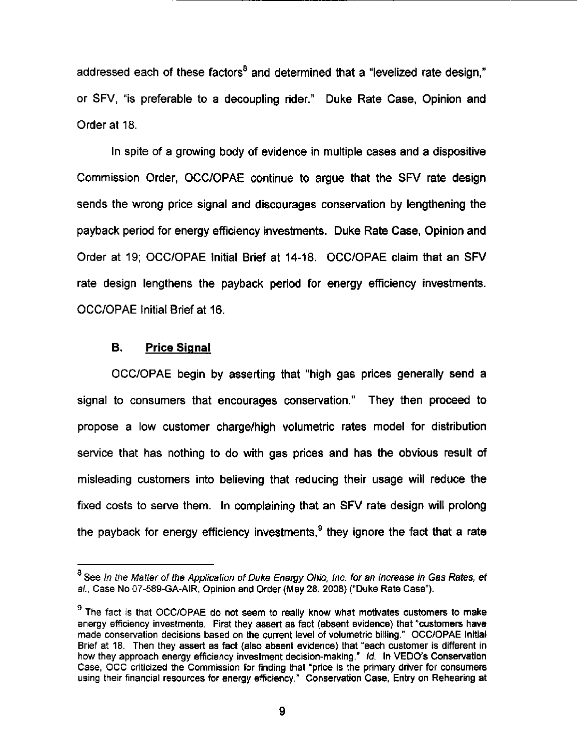addressed each of these factors[8] and determined that a "levelized rate design," or SFV, "is preferable to a decoupling rider." Duke Rate Case, Opinion and Order at 18.

In spite of a growing body of evidence in multiple cases and a dispositive Commission Order, OCC/OPAE continue to argue that the SFV rate design sends the wrong price signal and discourages conservation by lengthening the payback period for energy efficiency investments. Duke Rate Case, Opinion and Order at 19; OCC/OPAE Initial Brief at 14-18. OCC/OPAE claim that an SFV rate design lengthens the payback period for energy efficiency investments. OCC/OPAE Initial Brief at 16.

### B. Price Signal

OCC/OPAE begin by asserting that "high gas prices generally send a signal to consumers that encourages conservation." They then proceed to propose a low customer charge/high volumetric rates model for distribution service that has nothing to do with gas prices and has the obvious result of misleading customers into believing that reducing their usage will reduce the fixed costs to serve them. In complaining that an SFV rate design will prolong the payback for energy efficiency investments,[9] they ignore the fact that a rate

---

[8] See *In the Matter of the Application of Duke Energy Ohio, Inc. for an Increase in Gas Rates, et al.*, Case No 07-589-GA-AIR, Opinion and Order (May 28, 2008) ("Duke Rate Case").

[9] The fact is that OCC/OPAE do not seem to really know what motivates customers to make energy efficiency investments. First they assert as fact (absent evidence) that "customers have made conservation decisions based on the current level of volumetric billing." OCC/OPAE Initial Brief at 18. Then they assert as fact (also absent evidence) that "each customer is different in how they approach energy efficiency investment decision-making." *Id.* In VEDO's Conservation Case, OCC criticized the Commission for finding that "price is the primary driver for consumers using their financial resources for energy efficiency." Conservation Case, Entry on Rehearing at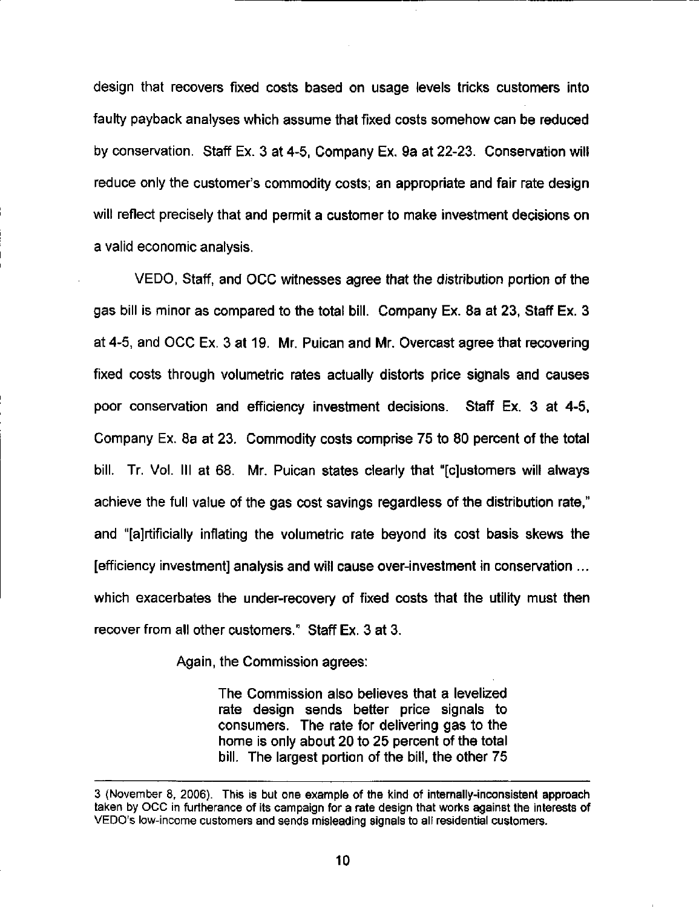design that recovers fixed costs based on usage levels tricks customers into faulty payback analyses which assume that fixed costs somehow can be reduced by conservation. Staff Ex. 3 at 4-5, Company Ex. 9a at 22-23. Conservation will reduce only the customer's commodity costs; an appropriate and fair rate design will reflect precisely that and permit a customer to make investment decisions on a valid economic analysis.

VEDO, Staff, and OCC witnesses agree that the distribution portion of the gas bill is minor as compared to the total bill. Company Ex. 8a at 23, Staff Ex. 3 at 4-5, and OCC Ex. 3 at 19. Mr. Puican and Mr. Overcast agree that recovering fixed costs through volumetric rates actually distorts price signals and causes poor conservation and efficiency investment decisions. Staff Ex. 3 at 4-5, Company Ex. 8a at 23. Commodity costs comprise 75 to 80 percent of the total bill. Tr. Vol. III at 68. Mr. Puican states clearly that "[c]ustomers will always achieve the full value of the gas cost savings regardless of the distribution rate," and "[a]rtificially inflating the volumetric rate beyond its cost basis skews the [efficiency investment] analysis and will cause over-investment in conservation ... which exacerbates the under-recovery of fixed costs that the utility must then recover from all other customers." Staff Ex. 3 at 3.

Again, the Commission agrees:

> The Commission also believes that a levelized rate design sends better price signals to consumers. The rate for delivering gas to the home is only about 20 to 25 percent of the total bill. The largest portion of the bill, the other 75

---

3 (November 8, 2006). This is but one example of the kind of internally-inconsistent approach taken by OCC in furtherance of its campaign for a rate design that works against the interests of VEDO's low-income customers and sends misleading signals to all residential customers.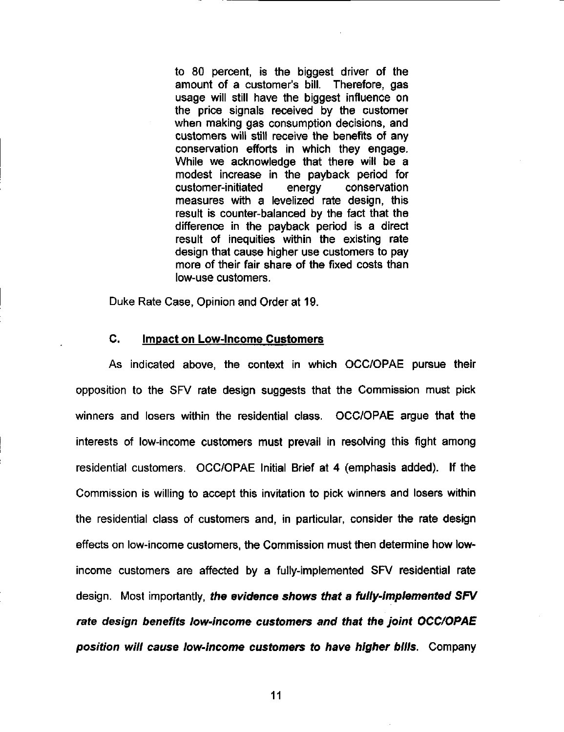> to 80 percent, is the biggest driver of the amount of a customer's bill. Therefore, gas usage will still have the biggest influence on the price signals received by the customer when making gas consumption decisions, and customers will still receive the benefits of any conservation efforts in which they engage. While we acknowledge that there will be a modest increase in the payback period for customer-initiated energy conservation measures with a levelized rate design, this result is counter-balanced by the fact that the difference in the payback period is a direct result of inequities within the existing rate design that cause higher use customers to pay more of their fair share of the fixed costs than low-use customers.

Duke Rate Case, Opinion and Order at 19.

### C. Impact on Low-Income Customers

As indicated above, the context in which OCC/OPAE pursue their opposition to the SFV rate design suggests that the Commission must pick winners and losers within the residential class. OCC/OPAE argue that the interests of low-income customers must prevail in resolving this fight among residential customers. OCC/OPAE Initial Brief at 4 (emphasis added). If the Commission is willing to accept this invitation to pick winners and losers within the residential class of customers and, in particular, consider the rate design effects on low-income customers, the Commission must then determine how low-income customers are affected by a fully-implemented SFV residential rate design. Most importantly, ***the evidence shows that a fully-implemented SFV rate design benefits low-income customers and that the joint OCC/OPAE position will cause low-income customers to have higher bills.*** Company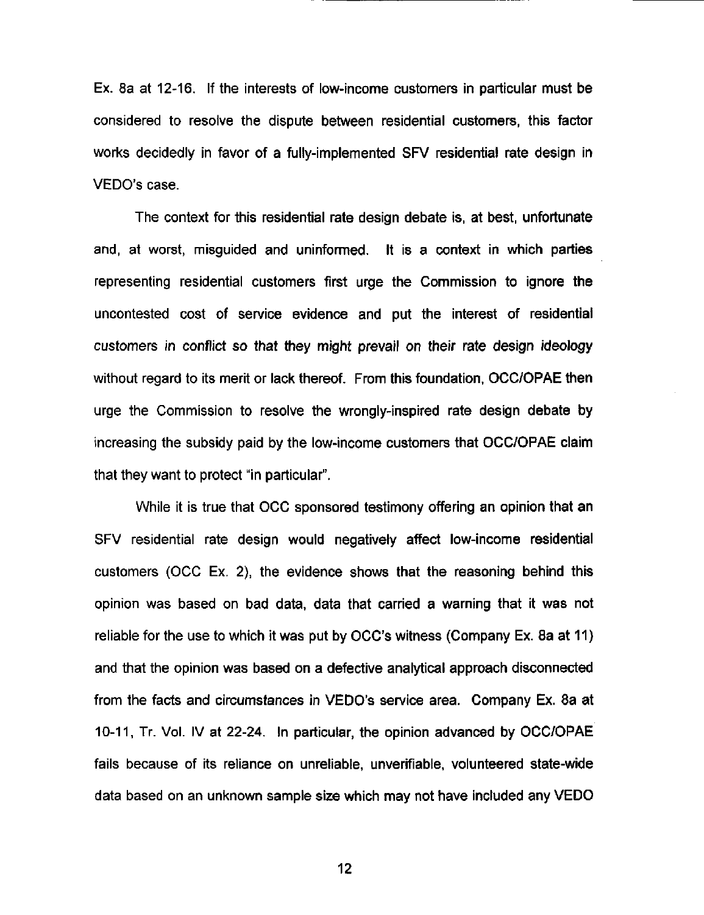Ex. 8a at 12-16. If the interests of low-income customers in particular must be considered to resolve the dispute between residential customers, this factor works decidedly in favor of a fully-implemented SFV residential rate design in VEDO's case.

The context for this residential rate design debate is, at best, unfortunate and, at worst, misguided and uninformed. It is a context in which parties representing residential customers first urge the Commission to ignore the uncontested cost of service evidence and put the interest of residential customers in conflict so that they might prevail on their rate design ideology without regard to its merit or lack thereof. From this foundation, OCC/OPAE then urge the Commission to resolve the wrongly-inspired rate design debate by increasing the subsidy paid by the low-income customers that OCC/OPAE claim that they want to protect "in particular".

While it is true that OCC sponsored testimony offering an opinion that an SFV residential rate design would negatively affect low-income residential customers (OCC Ex. 2), the evidence shows that the reasoning behind this opinion was based on bad data, data that carried a warning that it was not reliable for the use to which it was put by OCC's witness (Company Ex. 8a at 11) and that the opinion was based on a defective analytical approach disconnected from the facts and circumstances in VEDO's service area. Company Ex. 8a at 10-11, Tr. Vol. IV at 22-24. In particular, the opinion advanced by OCC/OPAE fails because of its reliance on unreliable, unverifiable, volunteered state-wide data based on an unknown sample size which may not have included any VEDO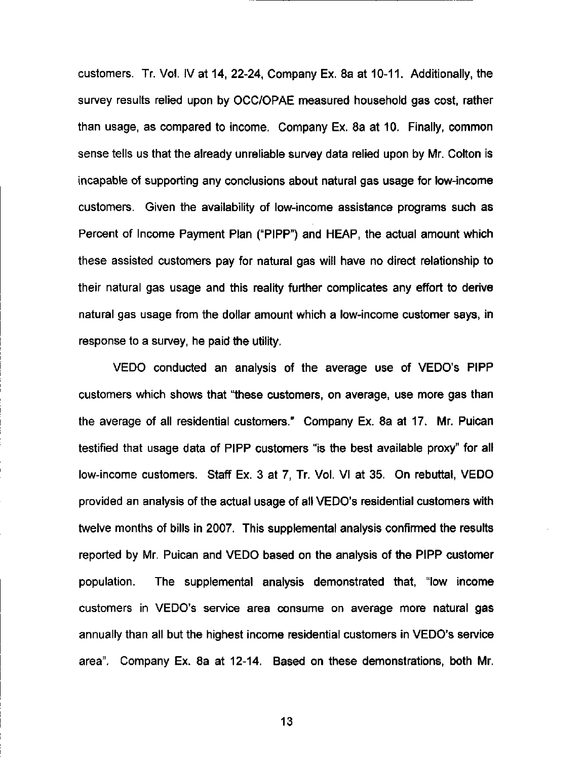customers. Tr. Vol. IV at 14, 22-24, Company Ex. 8a at 10-11. Additionally, the survey results relied upon by OCC/OPAE measured household gas cost, rather than usage, as compared to income. Company Ex. 8a at 10. Finally, common sense tells us that the already unreliable survey data relied upon by Mr. Colton is incapable of supporting any conclusions about natural gas usage for low-income customers. Given the availability of low-income assistance programs such as Percent of Income Payment Plan ("PIPP") and HEAP, the actual amount which these assisted customers pay for natural gas will have no direct relationship to their natural gas usage and this reality further complicates any effort to derive natural gas usage from the dollar amount which a low-income customer says, in response to a survey, he paid the utility.

VEDO conducted an analysis of the average use of VEDO's PIPP customers which shows that "these customers, on average, use more gas than the average of all residential customers." Company Ex. 8a at 17. Mr. Puican testified that usage data of PIPP customers "is the best available proxy" for all low-income customers. Staff Ex. 3 at 7, Tr. Vol. VI at 35. On rebuttal, VEDO provided an analysis of the actual usage of all VEDO's residential customers with twelve months of bills in 2007. This supplemental analysis confirmed the results reported by Mr. Puican and VEDO based on the analysis of the PIPP customer population. The supplemental analysis demonstrated that, "low income customers in VEDO's service area consume on average more natural gas annually than all but the highest income residential customers in VEDO's service area". Company Ex. 8a at 12-14. Based on these demonstrations, both Mr.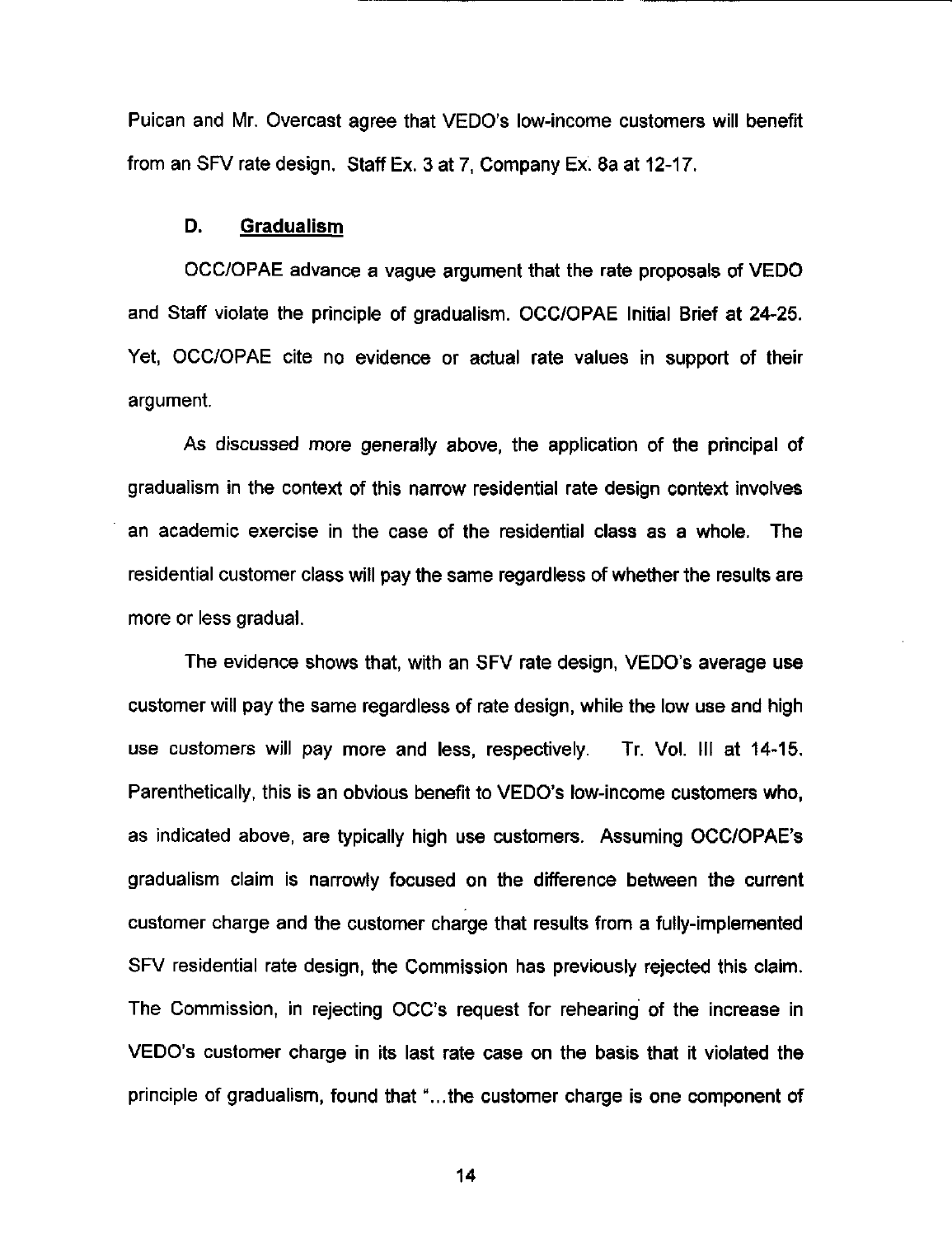Puican and Mr. Overcast agree that VEDO's low-income customers will benefit from an SFV rate design. Staff Ex. 3 at 7, Company Ex. 8a at 12-17.

### D. Gradualism

OCC/OPAE advance a vague argument that the rate proposals of VEDO and Staff violate the principle of gradualism. OCC/OPAE Initial Brief at 24-25. Yet, OCC/OPAE cite no evidence or actual rate values in support of their argument.

As discussed more generally above, the application of the principal of gradualism in the context of this narrow residential rate design context involves an academic exercise in the case of the residential class as a whole. The residential customer class will pay the same regardless of whether the results are more or less gradual.

The evidence shows that, with an SFV rate design, VEDO's average use customer will pay the same regardless of rate design, while the low use and high use customers will pay more and less, respectively. Tr. Vol. III at 14-15. Parenthetically, this is an obvious benefit to VEDO's low-income customers who, as indicated above, are typically high use customers. Assuming OCC/OPAE's gradualism claim is narrowly focused on the difference between the current customer charge and the customer charge that results from a fully-implemented SFV residential rate design, the Commission has previously rejected this claim. The Commission, in rejecting OCC's request for rehearing of the increase in VEDO's customer charge in its last rate case on the basis that it violated the principle of gradualism, found that "...the customer charge is one component of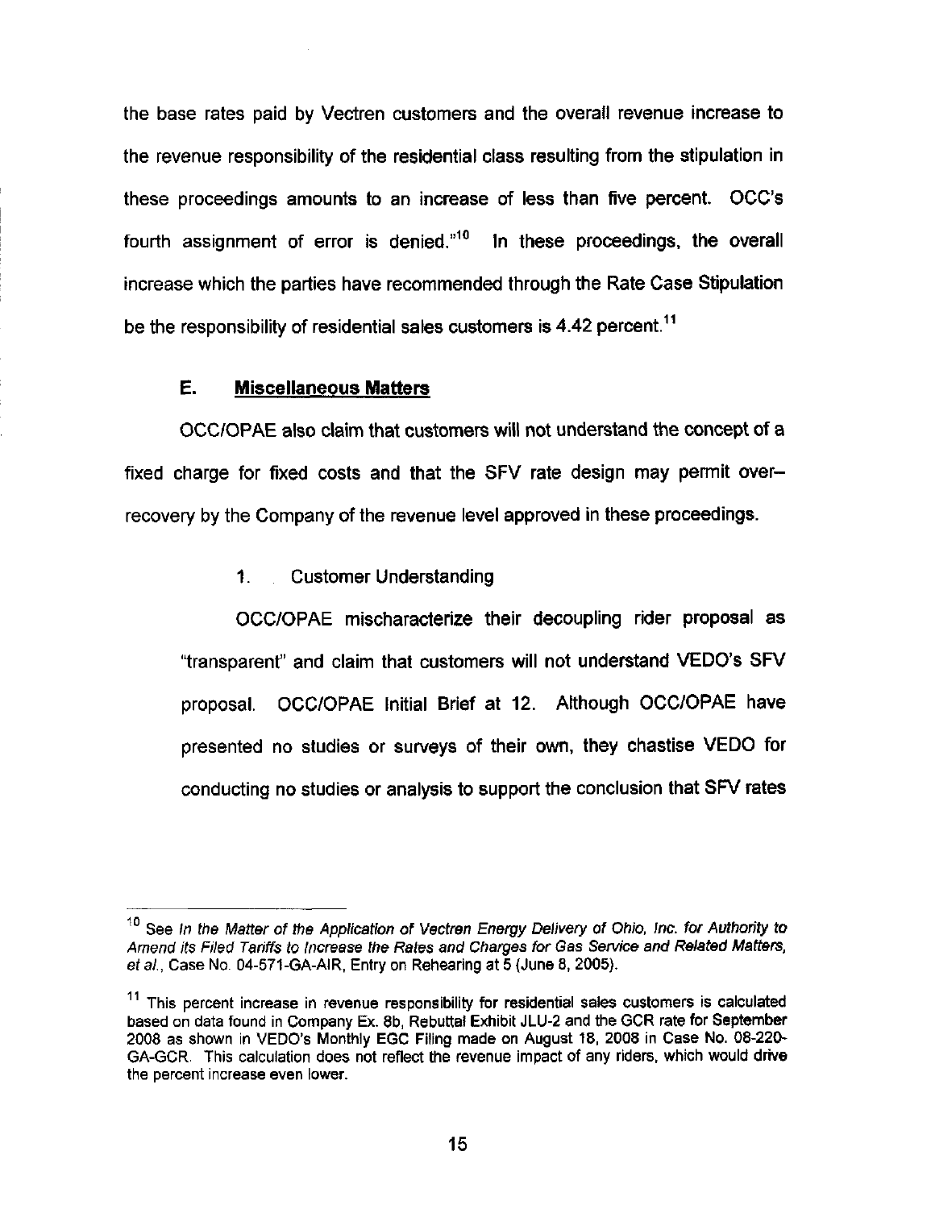the base rates paid by Vectren customers and the overall revenue increase to the revenue responsibility of the residential class resulting from the stipulation in these proceedings amounts to an increase of less than five percent. OCC's fourth assignment of error is denied."[10] In these proceedings, the overall increase which the parties have recommended through the Rate Case Stipulation be the responsibility of residential sales customers is 4.42 percent.[11]

### E. **Miscellaneous Matters**

OCC/OPAE also claim that customers will not understand the concept of a fixed charge for fixed costs and that the SFV rate design may permit over–recovery by the Company of the revenue level approved in these proceedings.

#### 1. Customer Understanding

OCC/OPAE mischaracterize their decoupling rider proposal as "transparent" and claim that customers will not understand VEDO's SFV proposal. OCC/OPAE Initial Brief at 12. Although OCC/OPAE have presented no studies or surveys of their own, they chastise VEDO for conducting no studies or analysis to support the conclusion that SFV rates

---

[10] See *In the Matter of the Application of Vectren Energy Delivery of Ohio, Inc. for Authority to Amend its Filed Tariffs to Increase the Rates and Charges for Gas Service and Related Matters, et al.*, Case No. 04-571-GA-AIR, Entry on Rehearing at 5 (June 8, 2005).

[11] This percent increase in revenue responsibility for residential sales customers is calculated based on data found in Company Ex. 8b, Rebuttal Exhibit JLU-2 and the GCR rate for September 2008 as shown in VEDO's Monthly EGC Filing made on August 18, 2008 in Case No. 08-220-GA-GCR. This calculation does not reflect the revenue impact of any riders, which would drive the percent increase even lower.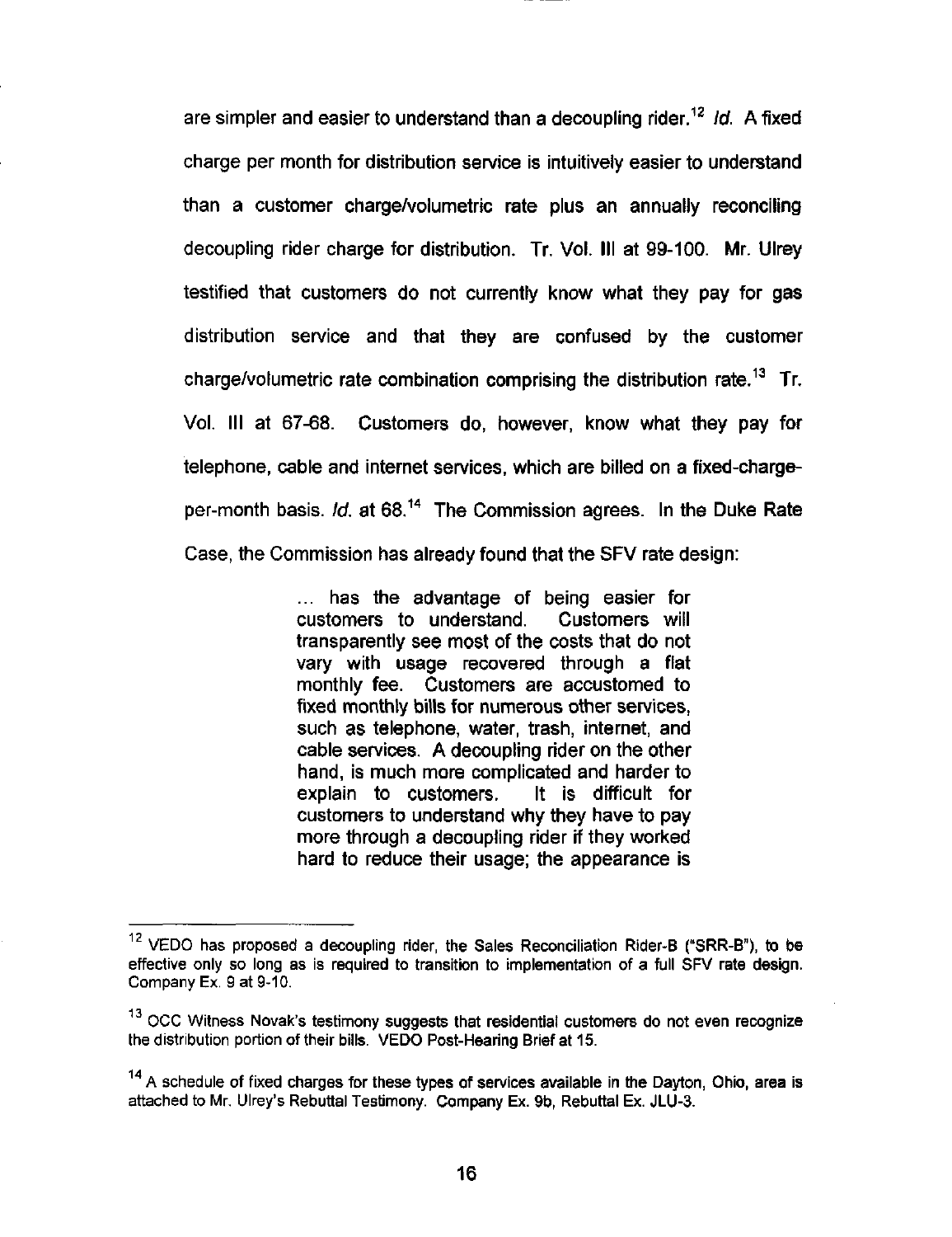are simpler and easier to understand than a decoupling rider.[12] *Id.* A fixed charge per month for distribution service is intuitively easier to understand than a customer charge/volumetric rate plus an annually reconciling decoupling rider charge for distribution. Tr. Vol. III at 99-100. Mr. Ulrey testified that customers do not currently know what they pay for gas distribution service and that they are confused by the customer charge/volumetric rate combination comprising the distribution rate.[13] Tr. Vol. III at 67-68. Customers do, however, know what they pay for telephone, cable and internet services, which are billed on a fixed-charge-per-month basis. *Id.* at 68.[14] The Commission agrees. In the Duke Rate Case, the Commission has already found that the SFV rate design:

> ... has the advantage of being easier for customers to understand. Customers will transparently see most of the costs that do not vary with usage recovered through a flat monthly fee. Customers are accustomed to fixed monthly bills for numerous other services, such as telephone, water, trash, internet, and cable services. A decoupling rider on the other hand, is much more complicated and harder to explain to customers. It is difficult for customers to understand why they have to pay more through a decoupling rider if they worked hard to reduce their usage; the appearance is

---

[12] VEDO has proposed a decoupling rider, the Sales Reconciliation Rider-B ("SRR-B"), to be effective only so long as is required to transition to implementation of a full SFV rate design. Company Ex. 9 at 9-10.

[13] OCC Witness Novak's testimony suggests that residential customers do not even recognize the distribution portion of their bills. VEDO Post-Hearing Brief at 15.

[14] A schedule of fixed charges for these types of services available in the Dayton, Ohio, area is attached to Mr. Ulrey's Rebuttal Testimony. Company Ex. 9b, Rebuttal Ex. JLU-3.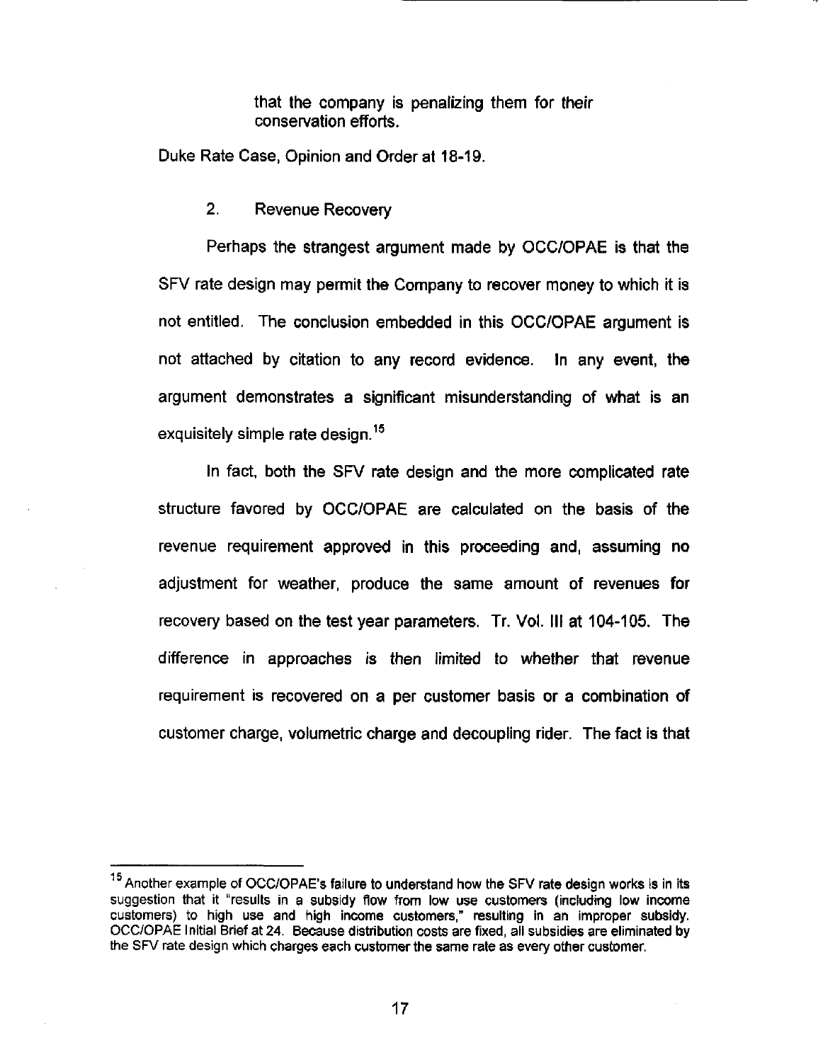> that the company is penalizing them for their conservation efforts.

Duke Rate Case, Opinion and Order at 18-19.

### 2. Revenue Recovery

Perhaps the strangest argument made by OCC/OPAE is that the SFV rate design may permit the Company to recover money to which it is not entitled. The conclusion embedded in this OCC/OPAE argument is not attached by citation to any record evidence. In any event, the argument demonstrates a significant misunderstanding of what is an exquisitely simple rate design.[15]

In fact, both the SFV rate design and the more complicated rate structure favored by OCC/OPAE are calculated on the basis of the revenue requirement approved in this proceeding and, assuming no adjustment for weather, produce the same amount of revenues for recovery based on the test year parameters. Tr. Vol. III at 104-105. The difference in approaches is then limited to whether that revenue requirement is recovered on a per customer basis or a combination of customer charge, volumetric charge and decoupling rider. The fact is that

---

[15] Another example of OCC/OPAE's failure to understand how the SFV rate design works is in its suggestion that it "results in a subsidy flow from low use customers (including low income customers) to high use and high income customers," resulting in an improper subsidy. OCC/OPAE Initial Brief at 24. Because distribution costs are fixed, all subsidies are eliminated by the SFV rate design which charges each customer the same rate as every other customer.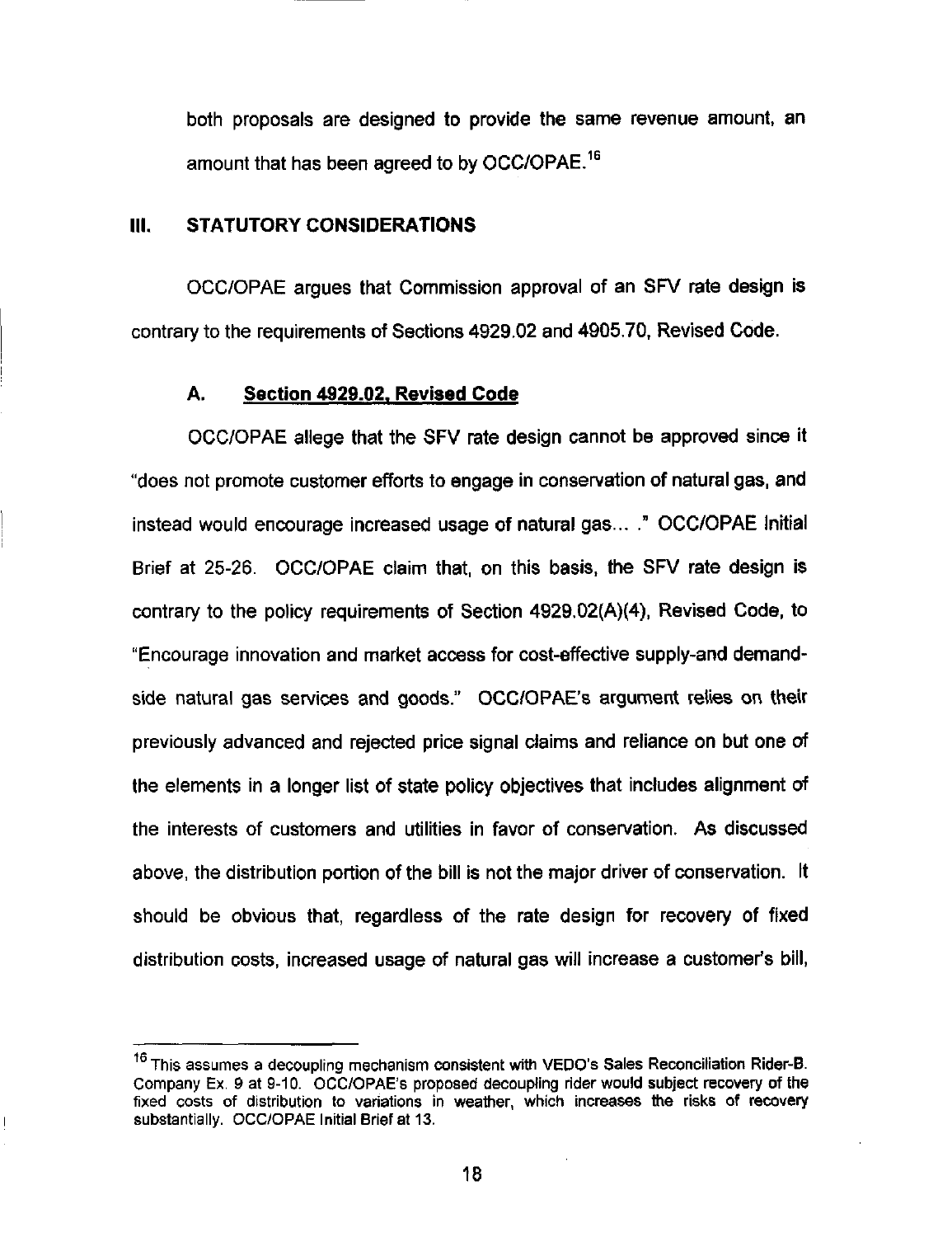both proposals are designed to provide the same revenue amount, an amount that has been agreed to by OCC/OPAE.[16]

## III. STATUTORY CONSIDERATIONS

OCC/OPAE argues that Commission approval of an SFV rate design is contrary to the requirements of Sections 4929.02 and 4905.70, Revised Code.

### A. Section 4929.02, Revised Code

OCC/OPAE allege that the SFV rate design cannot be approved since it "does not promote customer efforts to engage in conservation of natural gas, and instead would encourage increased usage of natural gas... ." OCC/OPAE Initial Brief at 25-26. OCC/OPAE claim that, on this basis, the SFV rate design is contrary to the policy requirements of Section 4929.02(A)(4), Revised Code, to "Encourage innovation and market access for cost-effective supply-and demand-side natural gas services and goods." OCC/OPAE's argument relies on their previously advanced and rejected price signal claims and reliance on but one of the elements in a longer list of state policy objectives that includes alignment of the interests of customers and utilities in favor of conservation. As discussed above, the distribution portion of the bill is not the major driver of conservation. It should be obvious that, regardless of the rate design for recovery of fixed distribution costs, increased usage of natural gas will increase a customer's bill,

---

[16] This assumes a decoupling mechanism consistent with VEDO's Sales Reconciliation Rider-B. Company Ex. 9 at 9-10. OCC/OPAE's proposed decoupling rider would subject recovery of the fixed costs of distribution to variations in weather, which increases the risks of recovery substantially. OCC/OPAE Initial Brief at 13.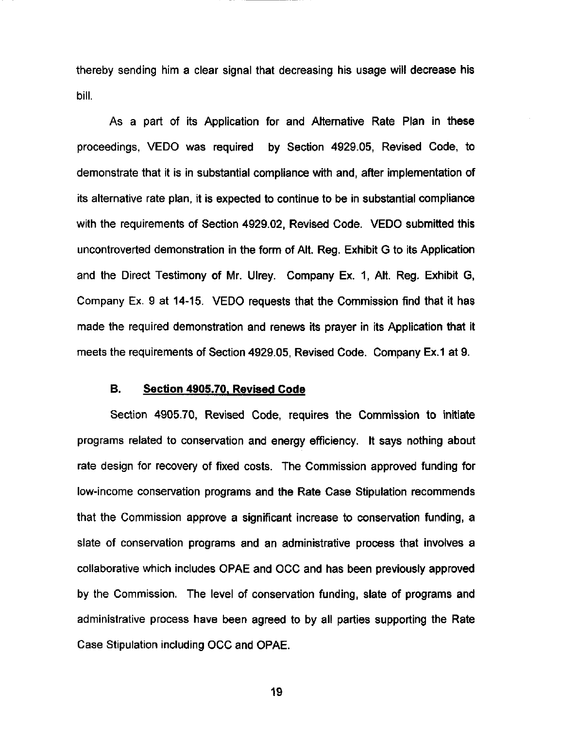thereby sending him a clear signal that decreasing his usage will decrease his bill.

As a part of its Application for and Alternative Rate Plan in these proceedings, VEDO was required by Section 4929.05, Revised Code, to demonstrate that it is in substantial compliance with and, after implementation of its alternative rate plan, it is expected to continue to be in substantial compliance with the requirements of Section 4929.02, Revised Code. VEDO submitted this uncontroverted demonstration in the form of Alt. Reg. Exhibit G to its Application and the Direct Testimony of Mr. Ulrey. Company Ex. 1, Alt. Reg. Exhibit G, Company Ex. 9 at 14-15. VEDO requests that the Commission find that it has made the required demonstration and renews its prayer in its Application that it meets the requirements of Section 4929.05, Revised Code. Company Ex.1 at 9.

### B. Section 4905.70, Revised Code

Section 4905.70, Revised Code, requires the Commission to initiate programs related to conservation and energy efficiency. It says nothing about rate design for recovery of fixed costs. The Commission approved funding for low-income conservation programs and the Rate Case Stipulation recommends that the Commission approve a significant increase to conservation funding, a slate of conservation programs and an administrative process that involves a collaborative which includes OPAE and OCC and has been previously approved by the Commission. The level of conservation funding, slate of programs and administrative process have been agreed to by all parties supporting the Rate Case Stipulation including OCC and OPAE.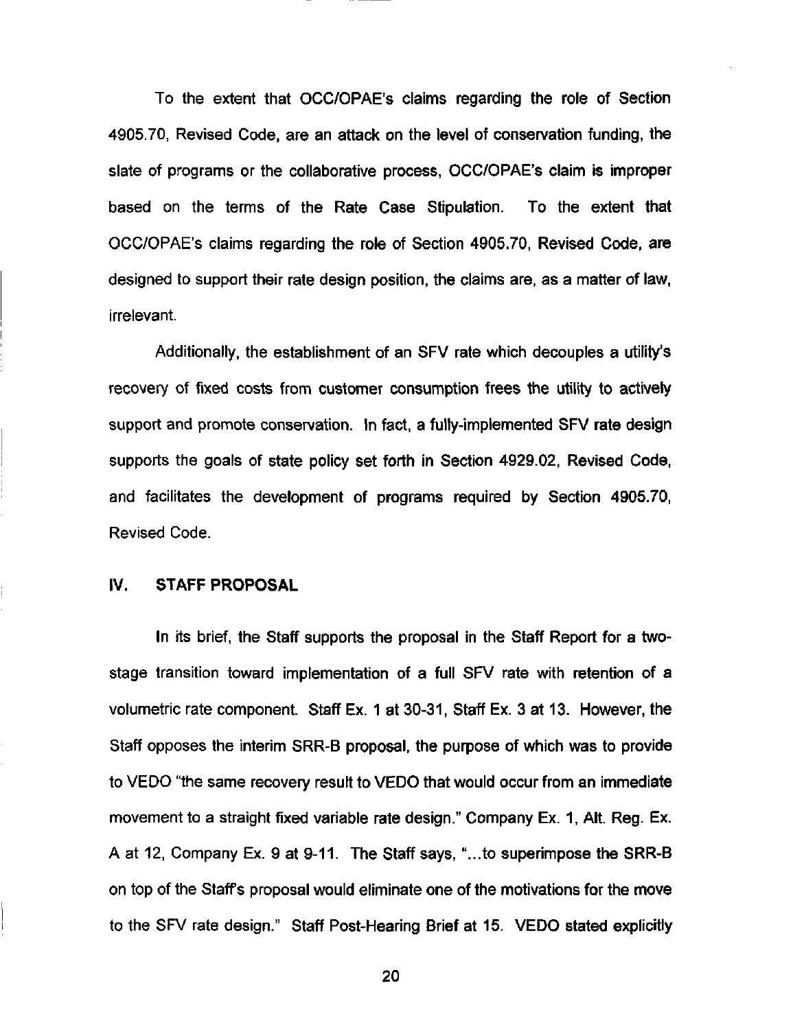To the extent that OCC/OPAE's claims regarding the role of Section 4905.70, Revised Code, are an attack on the level of conservation funding, the slate of programs or the collaborative process, OCC/OPAE's claim is improper based on the terms of the Rate Case Stipulation. To the extent that OCC/OPAE's claims regarding the role of Section 4905.70, Revised Code, are designed to support their rate design position, the claims are, as a matter of law, irrelevant.

Additionally, the establishment of an SFV rate which decouples a utility's recovery of fixed costs from customer consumption frees the utility to actively support and promote conservation. In fact, a fully-implemented SFV rate design supports the goals of state policy set forth in Section 4929.02, Revised Code, and facilitates the development of programs required by Section 4905.70, Revised Code.

## IV. STAFF PROPOSAL

In its brief, the Staff supports the proposal in the Staff Report for a two-stage transition toward implementation of a full SFV rate with retention of a volumetric rate component. Staff Ex. 1 at 30-31, Staff Ex. 3 at 13. However, the Staff opposes the interim SRR-B proposal, the purpose of which was to provide to VEDO "the same recovery result to VEDO that would occur from an immediate movement to a straight fixed variable rate design." Company Ex. 1, Alt. Reg. Ex. A at 12, Company Ex. 9 at 9-11. The Staff says, "...to superimpose the SRR-B on top of the Staff's proposal would eliminate one of the motivations for the move to the SFV rate design." Staff Post-Hearing Brief at 15. VEDO stated explicitly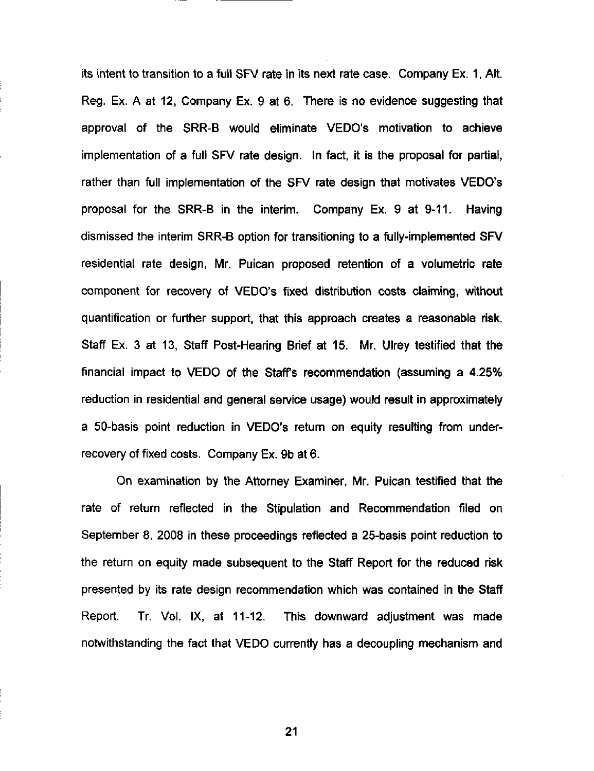its intent to transition to a full SFV rate in its next rate case. Company Ex. 1, Alt. Reg. Ex. A at 12, Company Ex. 9 at 6. There is no evidence suggesting that approval of the SRR-B would eliminate VEDO's motivation to achieve implementation of a full SFV rate design. In fact, it is the proposal for partial, rather than full implementation of the SFV rate design that motivates VEDO's proposal for the SRR-B in the interim. Company Ex. 9 at 9-11. Having dismissed the interim SRR-B option for transitioning to a fully-implemented SFV residential rate design, Mr. Puican proposed retention of a volumetric rate component for recovery of VEDO's fixed distribution costs claiming, without quantification or further support, that this approach creates a reasonable risk. Staff Ex. 3 at 13, Staff Post-Hearing Brief at 15. Mr. Ulrey testified that the financial impact to VEDO of the Staff's recommendation (assuming a 4.25% reduction in residential and general service usage) would result in approximately a 50-basis point reduction in VEDO's return on equity resulting from under-recovery of fixed costs. Company Ex. 9b at 6.

On examination by the Attorney Examiner, Mr. Puican testified that the rate of return reflected in the Stipulation and Recommendation filed on September 8, 2008 in these proceedings reflected a 25-basis point reduction to the return on equity made subsequent to the Staff Report for the reduced risk presented by its rate design recommendation which was contained in the Staff Report. Tr. Vol. IX, at 11-12. This downward adjustment was made notwithstanding the fact that VEDO currently has a decoupling mechanism and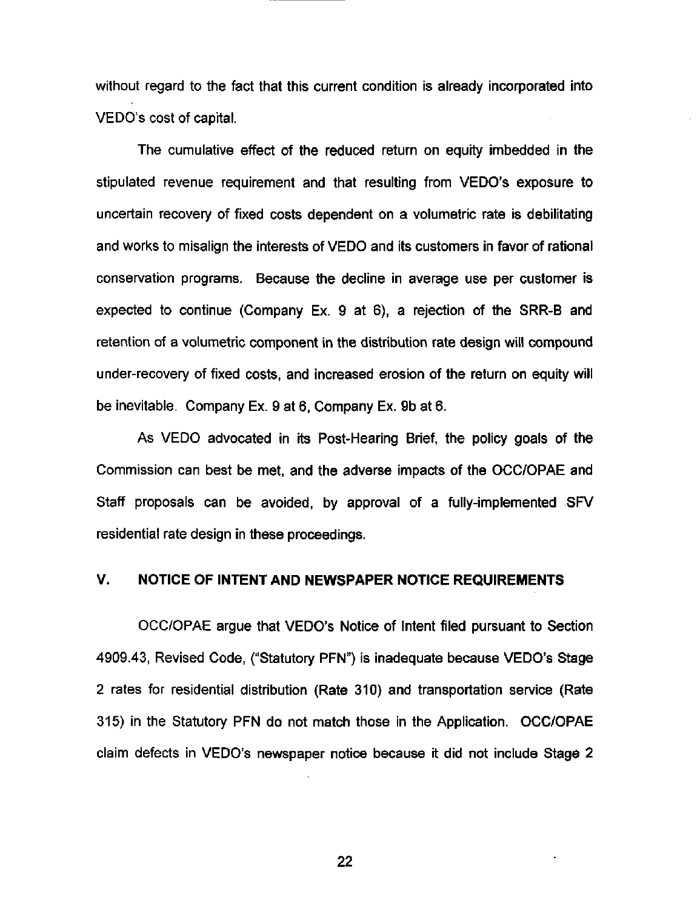without regard to the fact that this current condition is already incorporated into VEDO's cost of capital.

The cumulative effect of the reduced return on equity imbedded in the stipulated revenue requirement and that resulting from VEDO's exposure to uncertain recovery of fixed costs dependent on a volumetric rate is debilitating and works to misalign the interests of VEDO and its customers in favor of rational conservation programs. Because the decline in average use per customer is expected to continue (Company Ex. 9 at 6), a rejection of the SRR-B and retention of a volumetric component in the distribution rate design will compound under-recovery of fixed costs, and increased erosion of the return on equity will be inevitable. Company Ex. 9 at 6, Company Ex. 9b at 6.

As VEDO advocated in its Post-Hearing Brief, the policy goals of the Commission can best be met, and the adverse impacts of the OCC/OPAE and Staff proposals can be avoided, by approval of a fully-implemented SFV residential rate design in these proceedings.

## V. NOTICE OF INTENT AND NEWSPAPER NOTICE REQUIREMENTS

OCC/OPAE argue that VEDO's Notice of Intent filed pursuant to Section 4909.43, Revised Code, ("Statutory PFN") is inadequate because VEDO's Stage 2 rates for residential distribution (Rate 310) and transportation service (Rate 315) in the Statutory PFN do not match those in the Application. OCC/OPAE claim defects in VEDO's newspaper notice because it did not include Stage 2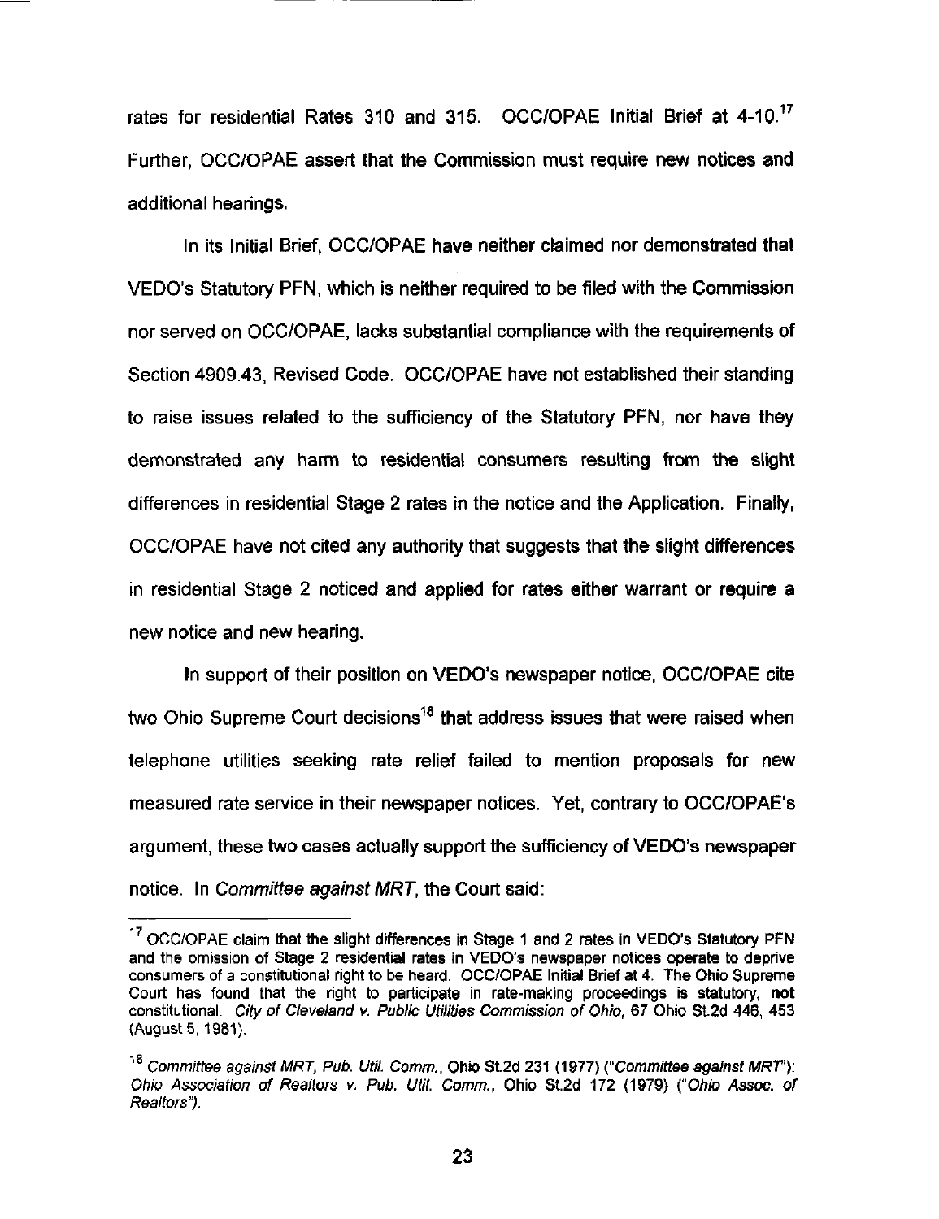rates for residential Rates 310 and 315. OCC/OPAE Initial Brief at 4-10.[17] Further, OCC/OPAE assert that the Commission must require new notices and additional hearings.

In its Initial Brief, OCC/OPAE have neither claimed nor demonstrated that VEDO's Statutory PFN, which is neither required to be filed with the Commission nor served on OCC/OPAE, lacks substantial compliance with the requirements of Section 4909.43, Revised Code. OCC/OPAE have not established their standing to raise issues related to the sufficiency of the Statutory PFN, nor have they demonstrated any harm to residential consumers resulting from the slight differences in residential Stage 2 rates in the notice and the Application. Finally, OCC/OPAE have not cited any authority that suggests that the slight differences in residential Stage 2 noticed and applied for rates either warrant or require a new notice and new hearing.

In support of their position on VEDO's newspaper notice, OCC/OPAE cite two Ohio Supreme Court decisions[18] that address issues that were raised when telephone utilities seeking rate relief failed to mention proposals for new measured rate service in their newspaper notices. Yet, contrary to OCC/OPAE's argument, these two cases actually support the sufficiency of VEDO's newspaper notice. In *Committee against MRT*, the Court said:

---

[17] OCC/OPAE claim that the slight differences in Stage 1 and 2 rates in VEDO's Statutory PFN and the omission of Stage 2 residential rates in VEDO's newspaper notices operate to deprive consumers of a constitutional right to be heard. OCC/OPAE Initial Brief at 4. The Ohio Supreme Court has found that the right to participate in rate-making proceedings is statutory, **not** constitutional. *City of Cleveland v. Public Utilities Commission of Ohio*, 67 Ohio St.2d 446, 453 (August 5, 1981).

[18] *Committee against MRT, Pub. Util. Comm.*, Ohio St.2d 231 (1977) ("*Committee against MRT*"); *Ohio Association of Realtors v. Pub. Util. Comm.*, Ohio St.2d 172 (1979) ("*Ohio Assoc. of Realtors*").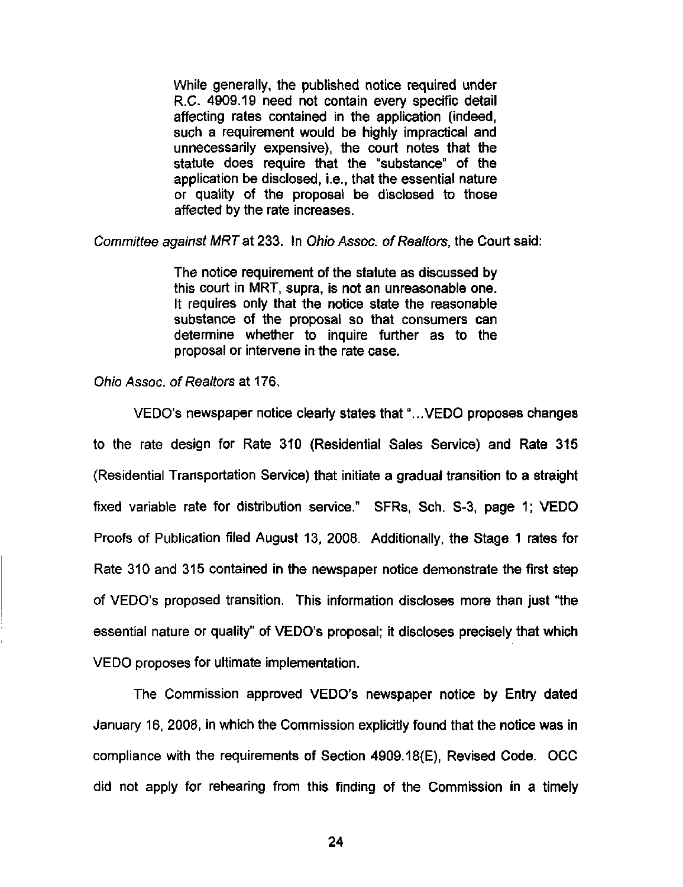> While generally, the published notice required under R.C. 4909.19 need not contain every specific detail affecting rates contained in the application (indeed, such a requirement would be highly impractical and unnecessarily expensive), the court notes that the statute does require that the "substance" of the application be disclosed, i.e., that the essential nature or quality of the proposal be disclosed to those affected by the rate increases.

*Committee against MRT* at 233. In *Ohio Assoc. of Realtors*, the Court said:

> The notice requirement of the statute as discussed by this court in MRT, supra, is not an unreasonable one. It requires only that the notice state the reasonable substance of the proposal so that consumers can determine whether to inquire further as to the proposal or intervene in the rate case.

*Ohio Assoc. of Realtors* at 176.

VEDO's newspaper notice clearly states that "...VEDO proposes changes to the rate design for Rate 310 (Residential Sales Service) and Rate 315 (Residential Transportation Service) that initiate a gradual transition to a straight fixed variable rate for distribution service." SFRs, Sch. S-3, page 1; VEDO Proofs of Publication filed August 13, 2008. Additionally, the Stage 1 rates for Rate 310 and 315 contained in the newspaper notice demonstrate the first step of VEDO's proposed transition. This information discloses more than just "the essential nature or quality" of VEDO's proposal; it discloses precisely that which VEDO proposes for ultimate implementation.

The Commission approved VEDO's newspaper notice by Entry dated January 16, 2008, in which the Commission explicitly found that the notice was in compliance with the requirements of Section 4909.18(E), Revised Code. OCC did not apply for rehearing from this finding of the Commission in a timely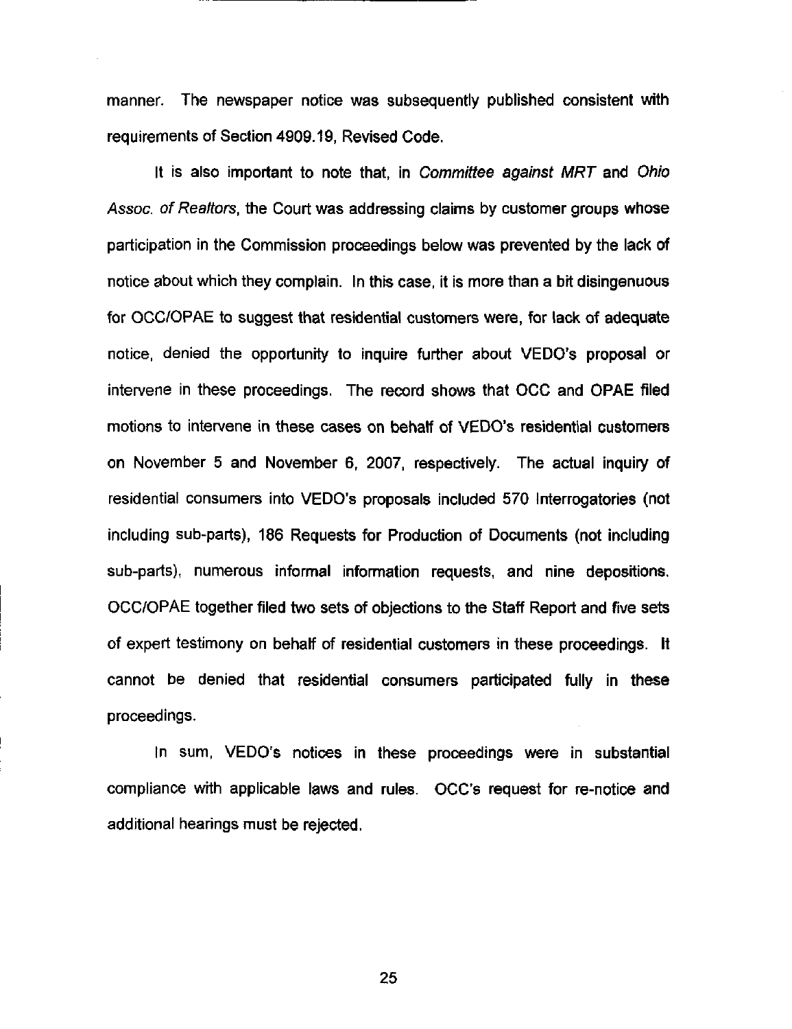manner. The newspaper notice was subsequently published consistent with requirements of Section 4909.19, Revised Code.

It is also important to note that, in *Committee against MRT* and *Ohio Assoc. of Realtors*, the Court was addressing claims by customer groups whose participation in the Commission proceedings below was prevented by the lack of notice about which they complain. In this case, it is more than a bit disingenuous for OCC/OPAE to suggest that residential customers were, for lack of adequate notice, denied the opportunity to inquire further about VEDO's proposal or intervene in these proceedings. The record shows that OCC and OPAE filed motions to intervene in these cases on behalf of VEDO's residential customers on November 5 and November 6, 2007, respectively. The actual inquiry of residential consumers into VEDO's proposals included 570 Interrogatories (not including sub-parts), 186 Requests for Production of Documents (not including sub-parts), numerous informal information requests, and nine depositions. OCC/OPAE together filed two sets of objections to the Staff Report and five sets of expert testimony on behalf of residential customers in these proceedings. It cannot be denied that residential consumers participated fully in these proceedings.

In sum, VEDO's notices in these proceedings were in substantial compliance with applicable laws and rules. OCC's request for re-notice and additional hearings must be rejected.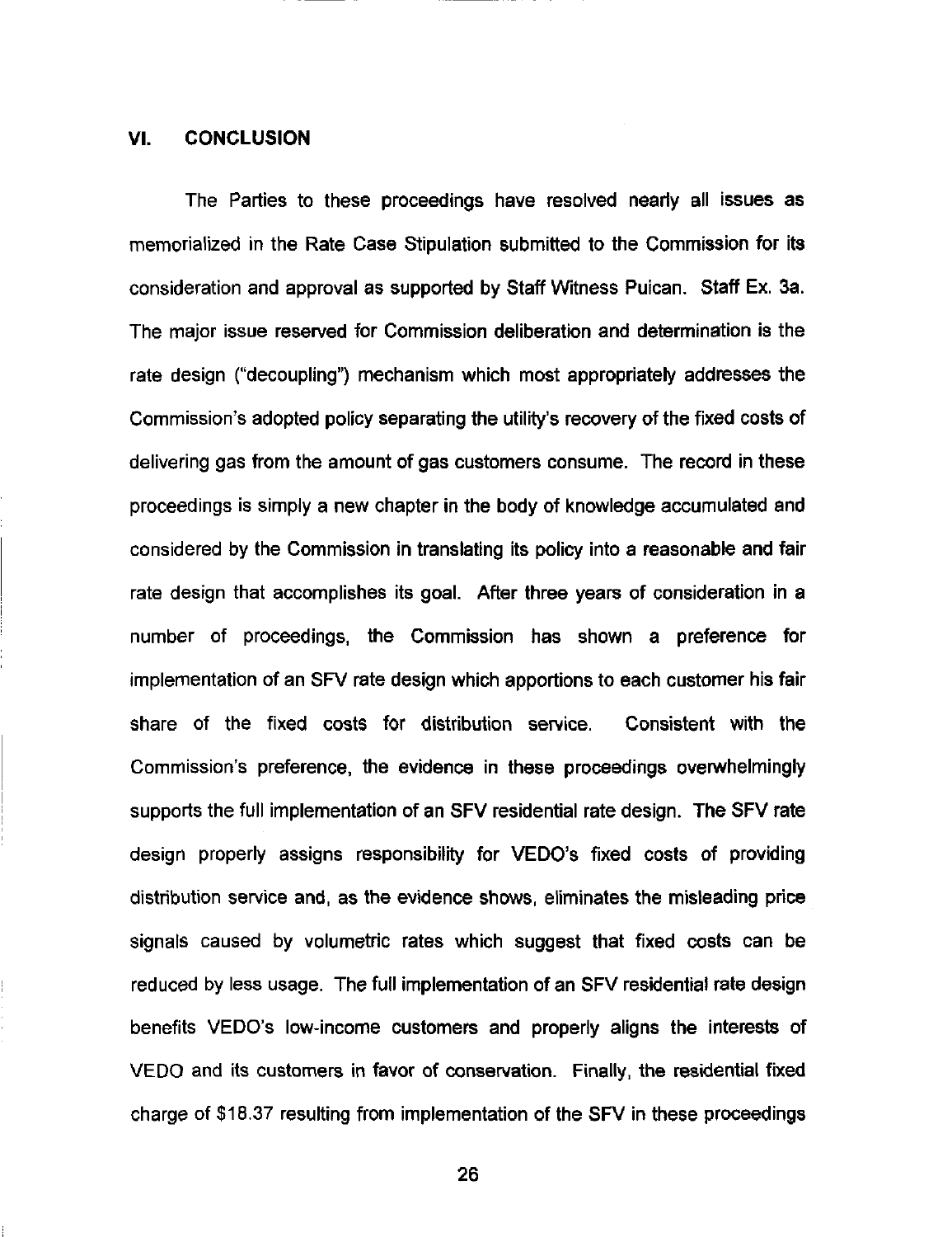## VI. CONCLUSION

The Parties to these proceedings have resolved nearly all issues as memorialized in the Rate Case Stipulation submitted to the Commission for its consideration and approval as supported by Staff Witness Puican. Staff Ex. 3a. The major issue reserved for Commission deliberation and determination is the rate design ("decoupling") mechanism which most appropriately addresses the Commission's adopted policy separating the utility's recovery of the fixed costs of delivering gas from the amount of gas customers consume. The record in these proceedings is simply a new chapter in the body of knowledge accumulated and considered by the Commission in translating its policy into a reasonable and fair rate design that accomplishes its goal. After three years of consideration in a number of proceedings, the Commission has shown a preference for implementation of an SFV rate design which apportions to each customer his fair share of the fixed costs for distribution service. Consistent with the Commission's preference, the evidence in these proceedings overwhelmingly supports the full implementation of an SFV residential rate design. The SFV rate design properly assigns responsibility for VEDO's fixed costs of providing distribution service and, as the evidence shows, eliminates the misleading price signals caused by volumetric rates which suggest that fixed costs can be reduced by less usage. The full implementation of an SFV residential rate design benefits VEDO's low-income customers and properly aligns the interests of VEDO and its customers in favor of conservation. Finally, the residential fixed charge of $18.37 resulting from implementation of the SFV in these proceedings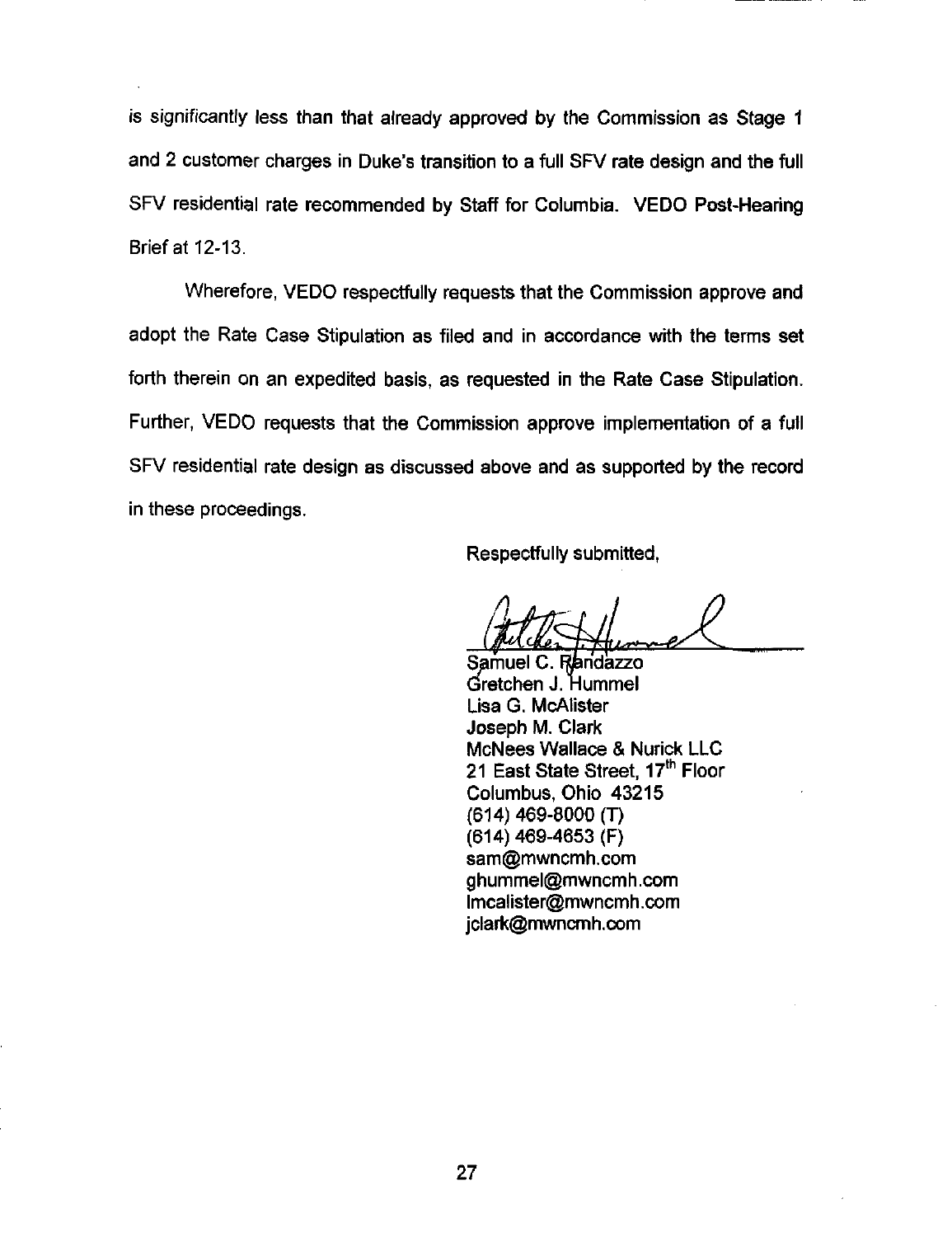is significantly less than that already approved by the Commission as Stage 1 and 2 customer charges in Duke's transition to a full SFV rate design and the full SFV residential rate recommended by Staff for Columbia. VEDO Post-Hearing Brief at 12-13.

Wherefore, VEDO respectfully requests that the Commission approve and adopt the Rate Case Stipulation as filed and in accordance with the terms set forth therein on an expedited basis, as requested in the Rate Case Stipulation. Further, VEDO requests that the Commission approve implementation of a full SFV residential rate design as discussed above and as supported by the record in these proceedings.

Respectfully submitted,

Samuel C. Randazzo
Gretchen J. Hummel
Lisa G. McAlister
Joseph M. Clark
McNees Wallace & Nurick LLC
21 East State Street, 17th Floor
Columbus, Ohio 43215
(614) 469-8000 (T)
(614) 469-4653 (F)
sam@mwncmh.com
ghummel@mwncmh.com
lmcalister@mwncmh.com
jclark@mwncmh.com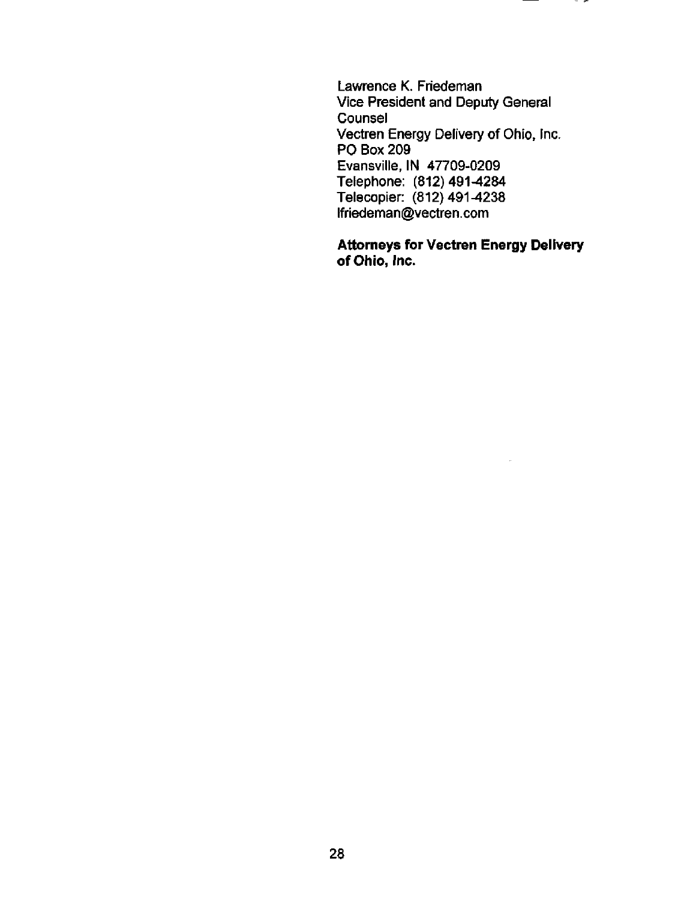Lawrence K. Friedeman
Vice President and Deputy General Counsel
Vectren Energy Delivery of Ohio, Inc.
PO Box 209
Evansville, IN 47709-0209
Telephone: (812) 491-4284
Telecopier: (812) 491-4238
lfriedeman@vectren.com

**Attorneys for Vectren Energy Delivery of Ohio, Inc.**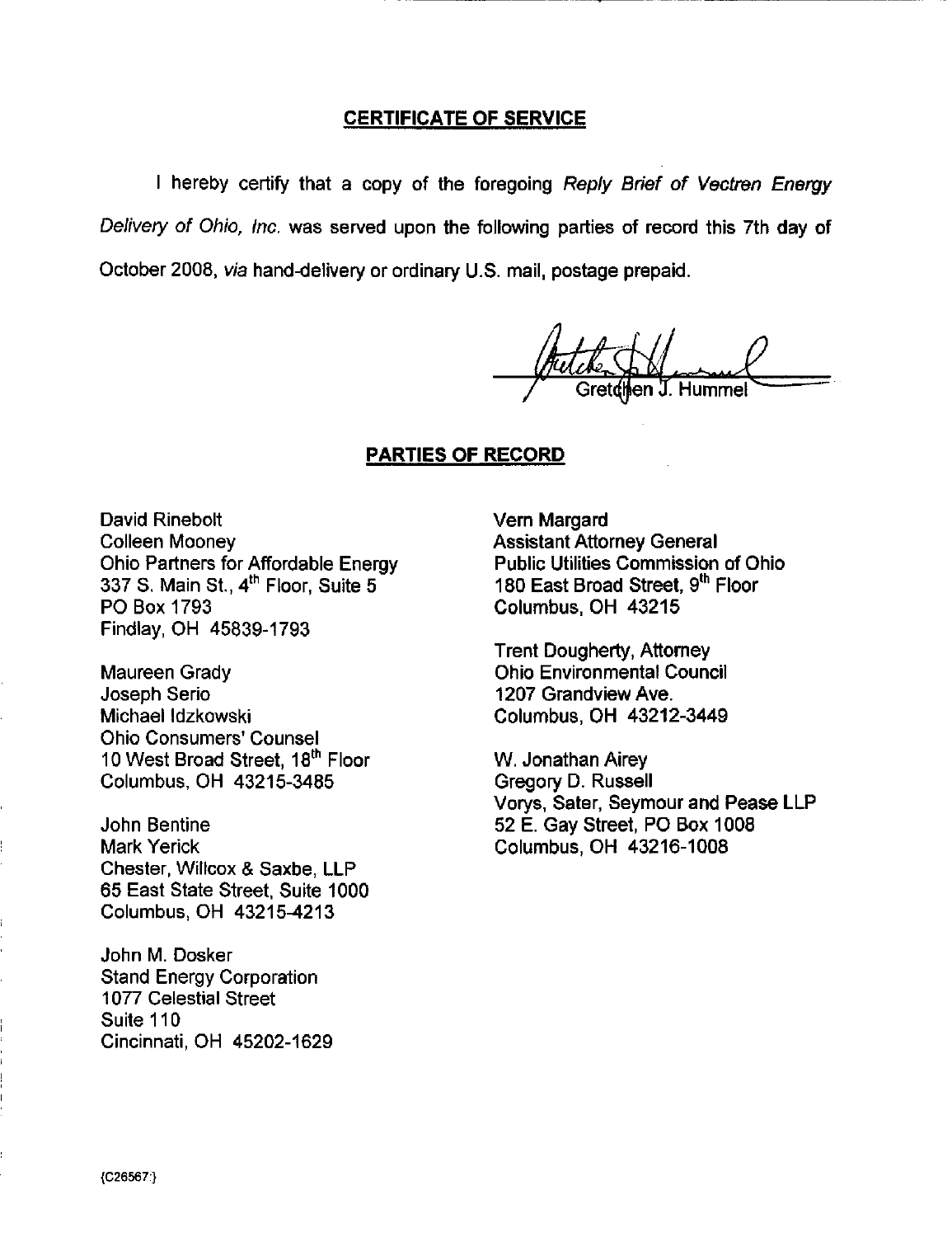## CERTIFICATE OF SERVICE

I hereby certify that a copy of the foregoing *Reply Brief of Vectren Energy Delivery of Ohio, Inc.* was served upon the following parties of record this 7th day of October 2008, *via* hand-delivery or ordinary U.S. mail, postage prepaid.

Gretchen J. Hummel

## PARTIES OF RECORD

David Rinebolt
Colleen Mooney
Ohio Partners for Affordable Energy
337 S. Main St., 4th Floor, Suite 5
PO Box 1793
Findlay, OH 45839-1793

Maureen Grady
Joseph Serio
Michael Idzkowski
Ohio Consumers' Counsel
10 West Broad Street, 18th Floor
Columbus, OH 43215-3485

John Bentine
Mark Yerick
Chester, Willcox & Saxbe, LLP
65 East State Street, Suite 1000
Columbus, OH 43215-4213

John M. Dosker
Stand Energy Corporation
1077 Celestial Street
Suite 110
Cincinnati, OH 45202-1629

Vern Margard
Assistant Attorney General
Public Utilities Commission of Ohio
180 East Broad Street, 9th Floor
Columbus, OH 43215

Trent Dougherty, Attorney
Ohio Environmental Council
1207 Grandview Ave.
Columbus, OH 43212-3449

W. Jonathan Airey
Gregory D. Russell
Vorys, Sater, Seymour and Pease LLP
52 E. Gay Street, PO Box 1008
Columbus, OH 43216-1008

{C26567:}